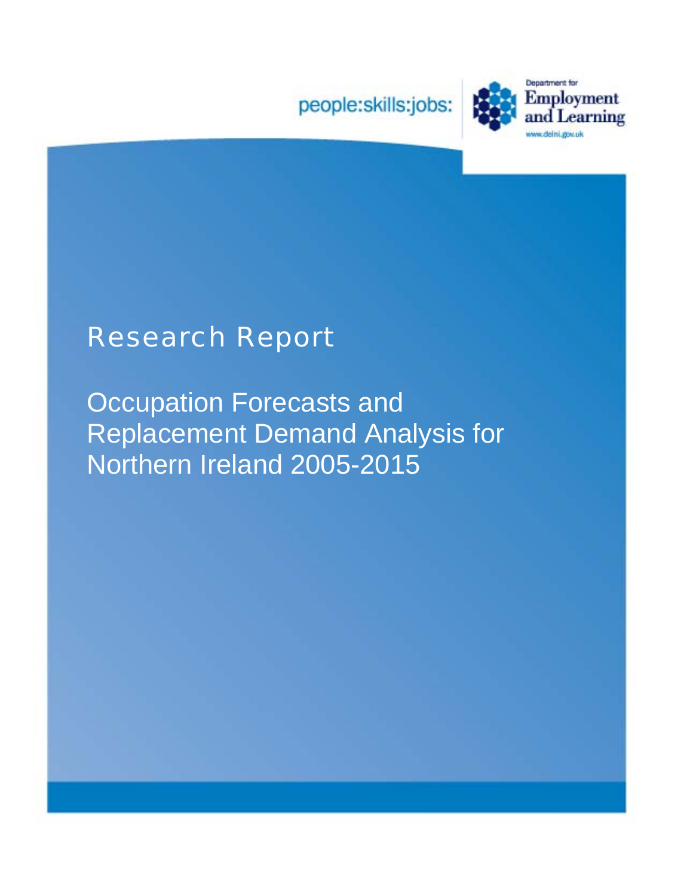people:skills:jobs:

Department for Employment and Learning

www.delni.gov.uk

# Research Report

## Occupation Forecasts and Replacement Demand Analysis for Northern Ireland 2005-2015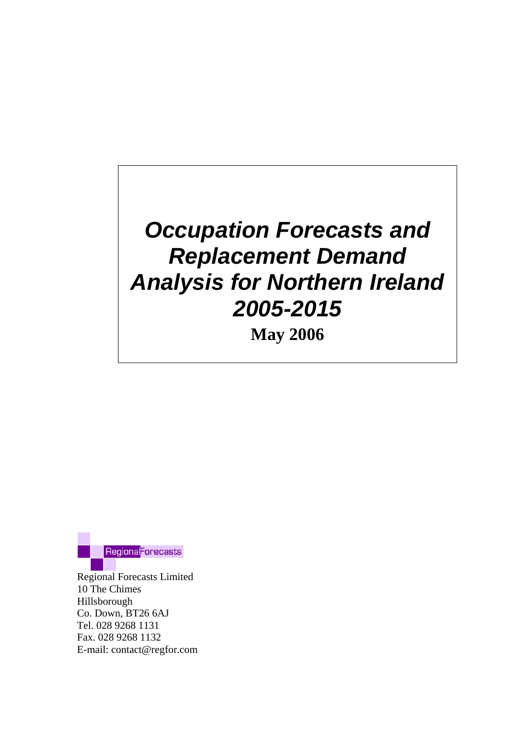# *Occupation Forecasts and Replacement Demand Analysis for Northern Ireland 2005-2015*

**May 2006**

RegionalForecasts

Regional Forecasts Limited
10 The Chimes
Hillsborough
Co. Down, BT26 6AJ
Tel. 028 9268 1131
Fax. 028 9268 1132
E-mail: contact@regfor.com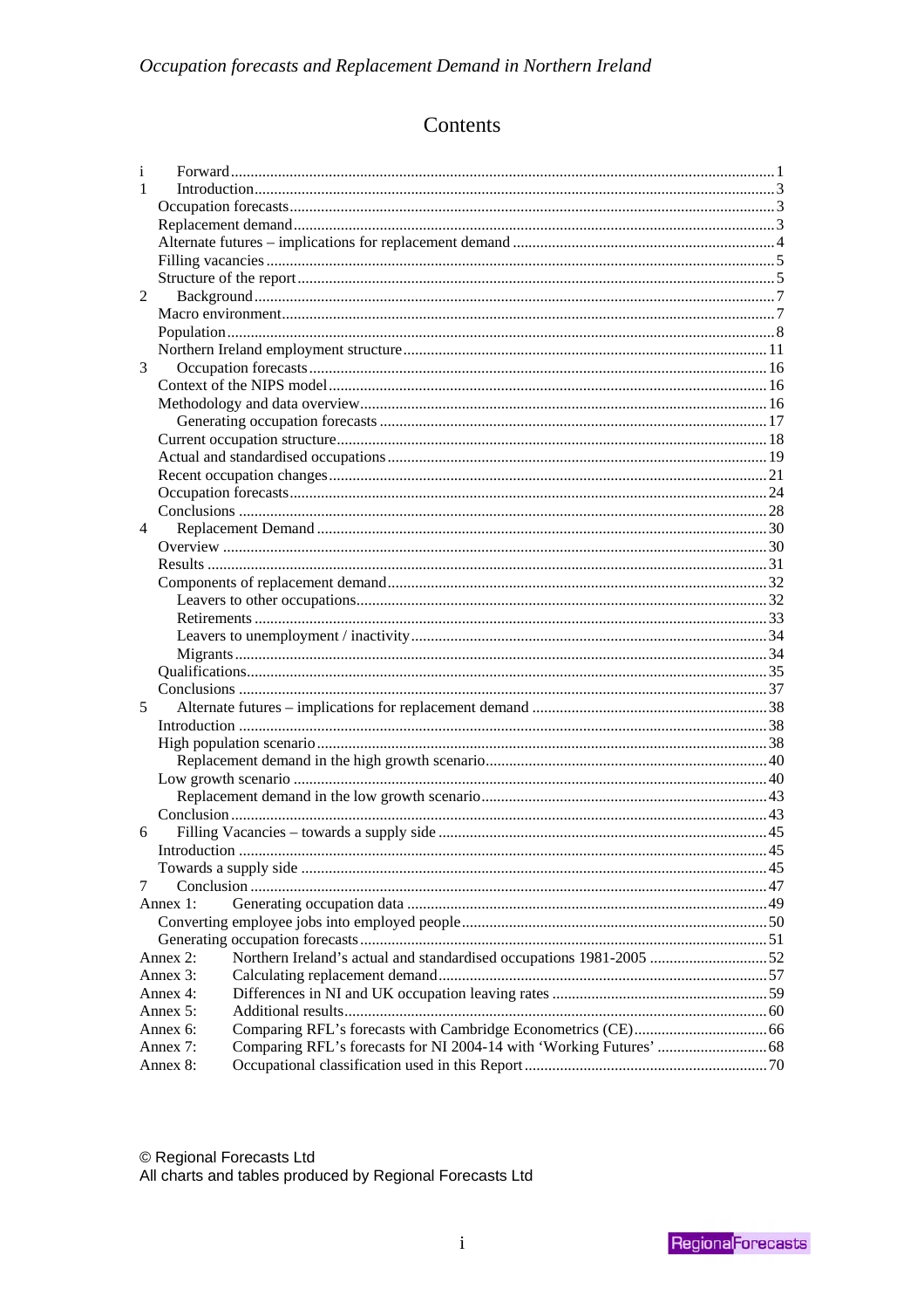# Contents

- i Forward ... 1
- 1 Introduction ... 3
  - Occupation forecasts ... 3
  - Replacement demand ... 3
  - Alternate futures – implications for replacement demand ... 4
  - Filling vacancies ... 5
  - Structure of the report ... 5
- 2 Background ... 7
  - Macro environment ... 7
  - Population ... 8
  - Northern Ireland employment structure ... 11
- 3 Occupation forecasts ... 16
  - Context of the NIPS model ... 16
  - Methodology and data overview ... 16
    - Generating occupation forecasts ... 17
  - Current occupation structure ... 18
  - Actual and standardised occupations ... 19
  - Recent occupation changes ... 21
  - Occupation forecasts ... 24
  - Conclusions ... 28
- 4 Replacement Demand ... 30
  - Overview ... 30
  - Results ... 31
  - Components of replacement demand ... 32
    - Leavers to other occupations ... 32
    - Retirements ... 33
    - Leavers to unemployment / inactivity ... 34
    - Migrants ... 34
  - Qualifications ... 35
  - Conclusions ... 37
- 5 Alternate futures – implications for replacement demand ... 38
  - Introduction ... 38
  - High population scenario ... 38
    - Replacement demand in the high growth scenario ... 40
  - Low growth scenario ... 40
    - Replacement demand in the low growth scenario ... 43
  - Conclusion ... 43
- 6 Filling Vacancies – towards a supply side ... 45
  - Introduction ... 45
  - Towards a supply side ... 45
- 7 Conclusion ... 47
- Annex 1: Generating occupation data ... 49
  - Converting employee jobs into employed people ... 50
  - Generating occupation forecasts ... 51
- Annex 2: Northern Ireland's actual and standardised occupations 1981-2005 ... 52
- Annex 3: Calculating replacement demand ... 57
- Annex 4: Differences in NI and UK occupation leaving rates ... 59
- Annex 5: Additional results ... 60
- Annex 6: Comparing RFL's forecasts with Cambridge Econometrics (CE) ... 66
- Annex 7: Comparing RFL's forecasts for NI 2004-14 with 'Working Futures' ... 68
- Annex 8: Occupational classification used in this Report ... 70

© Regional Forecasts Ltd
All charts and tables produced by Regional Forecasts Ltd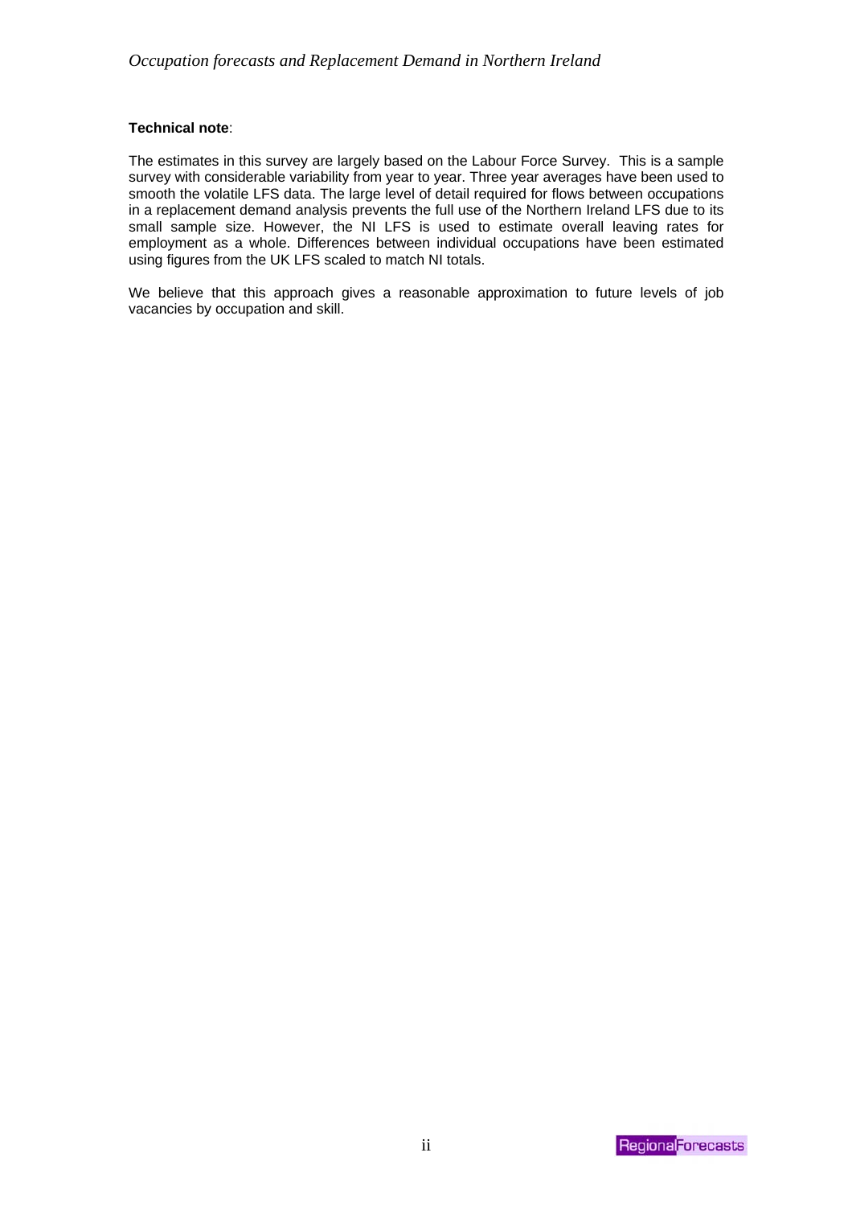**Technical note**:

The estimates in this survey are largely based on the Labour Force Survey. This is a sample survey with considerable variability from year to year. Three year averages have been used to smooth the volatile LFS data. The large level of detail required for flows between occupations in a replacement demand analysis prevents the full use of the Northern Ireland LFS due to its small sample size. However, the NI LFS is used to estimate overall leaving rates for employment as a whole. Differences between individual occupations have been estimated using figures from the UK LFS scaled to match NI totals.

We believe that this approach gives a reasonable approximation to future levels of job vacancies by occupation and skill.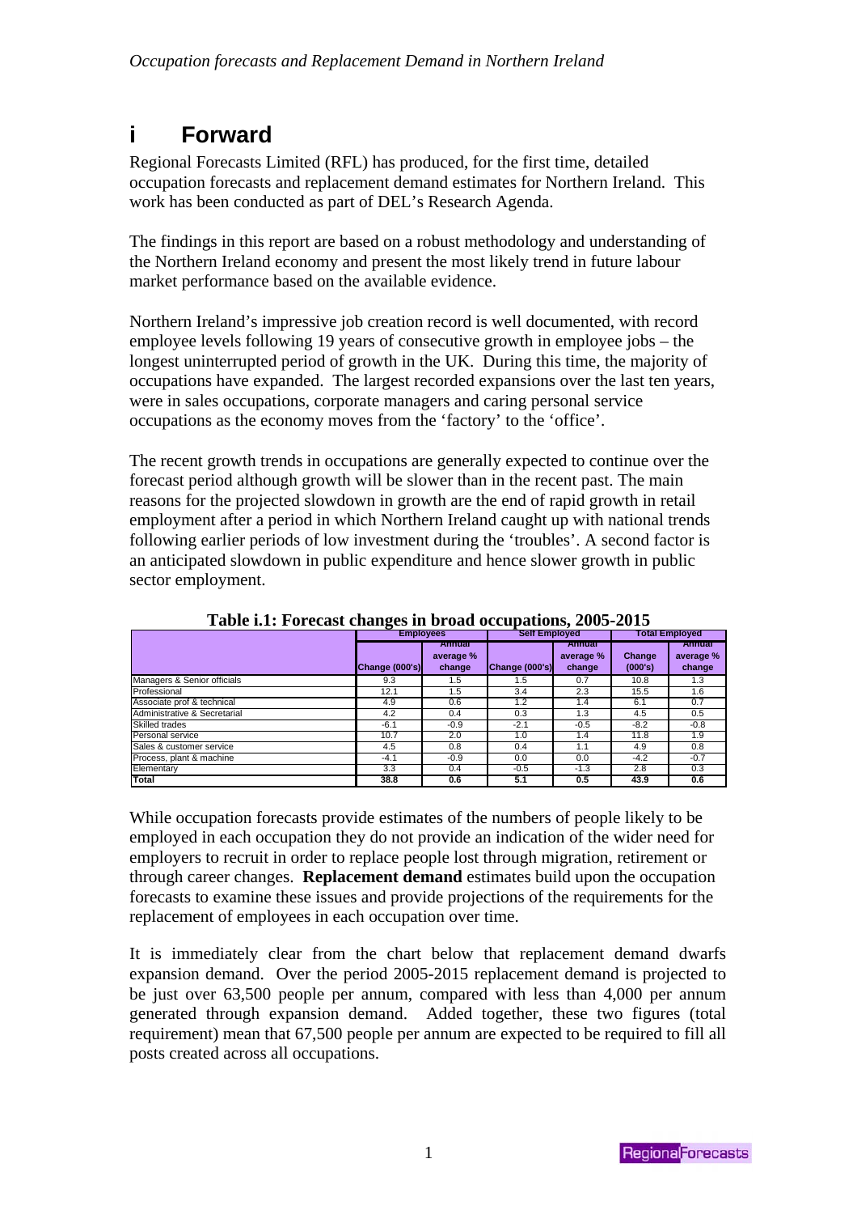# i Forward

Regional Forecasts Limited (RFL) has produced, for the first time, detailed occupation forecasts and replacement demand estimates for Northern Ireland. This work has been conducted as part of DEL's Research Agenda.

The findings in this report are based on a robust methodology and understanding of the Northern Ireland economy and present the most likely trend in future labour market performance based on the available evidence.

Northern Ireland's impressive job creation record is well documented, with record employee levels following 19 years of consecutive growth in employee jobs – the longest uninterrupted period of growth in the UK. During this time, the majority of occupations have expanded. The largest recorded expansions over the last ten years, were in sales occupations, corporate managers and caring personal service occupations as the economy moves from the 'factory' to the 'office'.

The recent growth trends in occupations are generally expected to continue over the forecast period although growth will be slower than in the recent past. The main reasons for the projected slowdown in growth are the end of rapid growth in retail employment after a period in which Northern Ireland caught up with national trends following earlier periods of low investment during the 'troubles'. A second factor is an anticipated slowdown in public expenditure and hence slower growth in public sector employment.

**Table i.1: Forecast changes in broad occupations, 2005-2015**

| | Employees | | Self Employed | | Total Employed | |
|---|---|---|---|---|---|---|
| | Change (000's) | Annual average % change | Change (000's) | Annual average % change | Change (000's) | Annual average % change |
| Managers & Senior officials | 9.3 | 1.5 | 1.5 | 0.7 | 10.8 | 1.3 |
| Professional | 12.1 | 1.5 | 3.4 | 2.3 | 15.5 | 1.6 |
| Associate prof & technical | 4.9 | 0.6 | 1.2 | 1.4 | 6.1 | 0.7 |
| Administrative & Secretarial | 4.2 | 0.4 | 0.3 | 1.3 | 4.5 | 0.5 |
| Skilled trades | -6.1 | -0.9 | -2.1 | -0.5 | -8.2 | -0.8 |
| Personal service | 10.7 | 2.0 | 1.0 | 1.4 | 11.8 | 1.9 |
| Sales & customer service | 4.5 | 0.8 | 0.4 | 1.1 | 4.9 | 0.8 |
| Process, plant & machine | -4.1 | -0.9 | 0.0 | 0.0 | -4.2 | -0.7 |
| Elementary | 3.3 | 0.4 | -0.5 | -1.3 | 2.8 | 0.3 |
| **Total** | **38.8** | **0.6** | **5.1** | **0.5** | **43.9** | **0.6** |

While occupation forecasts provide estimates of the numbers of people likely to be employed in each occupation they do not provide an indication of the wider need for employers to recruit in order to replace people lost through migration, retirement or through career changes. **Replacement demand** estimates build upon the occupation forecasts to examine these issues and provide projections of the requirements for the replacement of employees in each occupation over time.

It is immediately clear from the chart below that replacement demand dwarfs expansion demand. Over the period 2005-2015 replacement demand is projected to be just over 63,500 people per annum, compared with less than 4,000 per annum generated through expansion demand. Added together, these two figures (total requirement) mean that 67,500 people per annum are expected to be required to fill all posts created across all occupations.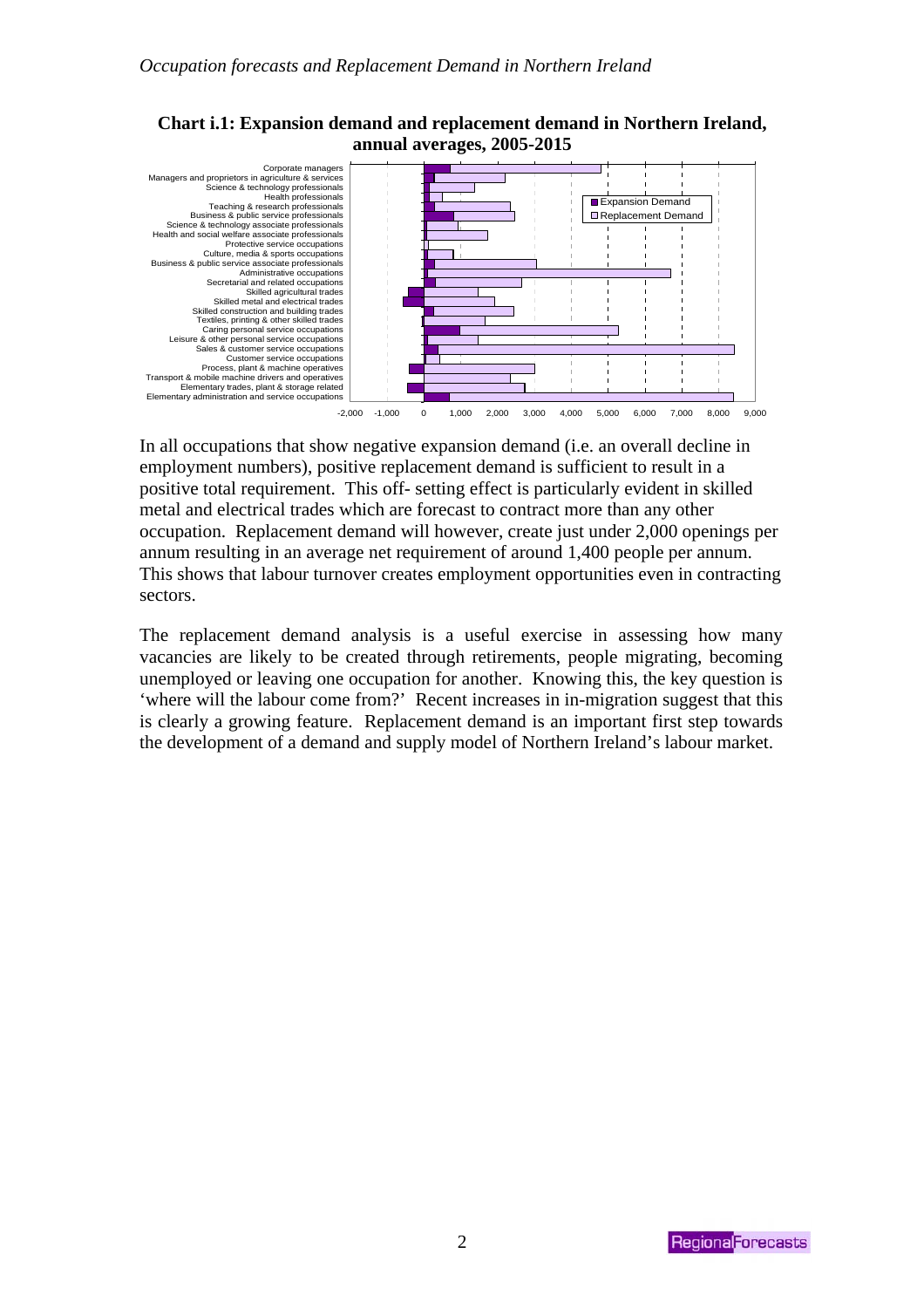**Chart i.1: Expansion demand and replacement demand in Northern Ireland, annual averages, 2005-2015**

In all occupations that show negative expansion demand (i.e. an overall decline in employment numbers), positive replacement demand is sufficient to result in a positive total requirement. This off- setting effect is particularly evident in skilled metal and electrical trades which are forecast to contract more than any other occupation. Replacement demand will however, create just under 2,000 openings per annum resulting in an average net requirement of around 1,400 people per annum. This shows that labour turnover creates employment opportunities even in contracting sectors.

The replacement demand analysis is a useful exercise in assessing how many vacancies are likely to be created through retirements, people migrating, becoming unemployed or leaving one occupation for another. Knowing this, the key question is 'where will the labour come from?' Recent increases in in-migration suggest that this is clearly a growing feature. Replacement demand is an important first step towards the development of a demand and supply model of Northern Ireland's labour market.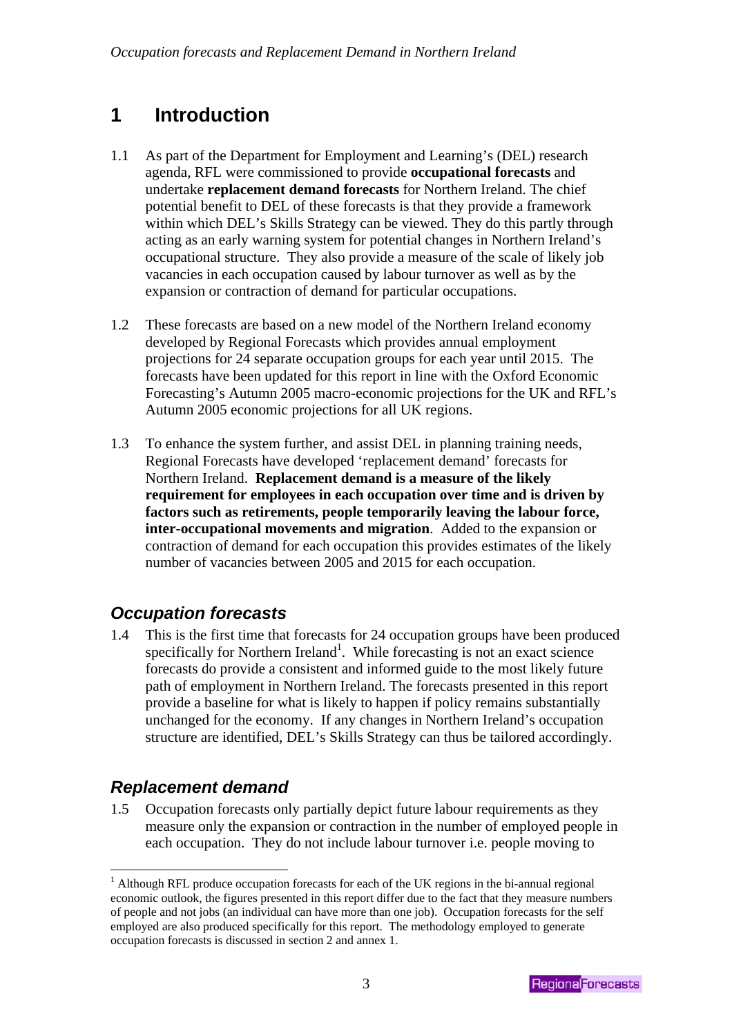# 1 Introduction

1.1 As part of the Department for Employment and Learning's (DEL) research agenda, RFL were commissioned to provide **occupational forecasts** and undertake **replacement demand forecasts** for Northern Ireland. The chief potential benefit to DEL of these forecasts is that they provide a framework within which DEL's Skills Strategy can be viewed. They do this partly through acting as an early warning system for potential changes in Northern Ireland's occupational structure. They also provide a measure of the scale of likely job vacancies in each occupation caused by labour turnover as well as by the expansion or contraction of demand for particular occupations.

1.2 These forecasts are based on a new model of the Northern Ireland economy developed by Regional Forecasts which provides annual employment projections for 24 separate occupation groups for each year until 2015. The forecasts have been updated for this report in line with the Oxford Economic Forecasting's Autumn 2005 macro-economic projections for the UK and RFL's Autumn 2005 economic projections for all UK regions.

1.3 To enhance the system further, and assist DEL in planning training needs, Regional Forecasts have developed 'replacement demand' forecasts for Northern Ireland. **Replacement demand is a measure of the likely requirement for employees in each occupation over time and is driven by factors such as retirements, people temporarily leaving the labour force, inter-occupational movements and migration**. Added to the expansion or contraction of demand for each occupation this provides estimates of the likely number of vacancies between 2005 and 2015 for each occupation.

## *Occupation forecasts*

1.4 This is the first time that forecasts for 24 occupation groups have been produced specifically for Northern Ireland[1]. While forecasting is not an exact science forecasts do provide a consistent and informed guide to the most likely future path of employment in Northern Ireland. The forecasts presented in this report provide a baseline for what is likely to happen if policy remains substantially unchanged for the economy. If any changes in Northern Ireland's occupation structure are identified, DEL's Skills Strategy can thus be tailored accordingly.

## *Replacement demand*

1.5 Occupation forecasts only partially depict future labour requirements as they measure only the expansion or contraction in the number of employed people in each occupation. They do not include labour turnover i.e. people moving to

[1] Although RFL produce occupation forecasts for each of the UK regions in the bi-annual regional economic outlook, the figures presented in this report differ due to the fact that they measure numbers of people and not jobs (an individual can have more than one job). Occupation forecasts for the self employed are also produced specifically for this report. The methodology employed to generate occupation forecasts is discussed in section 2 and annex 1.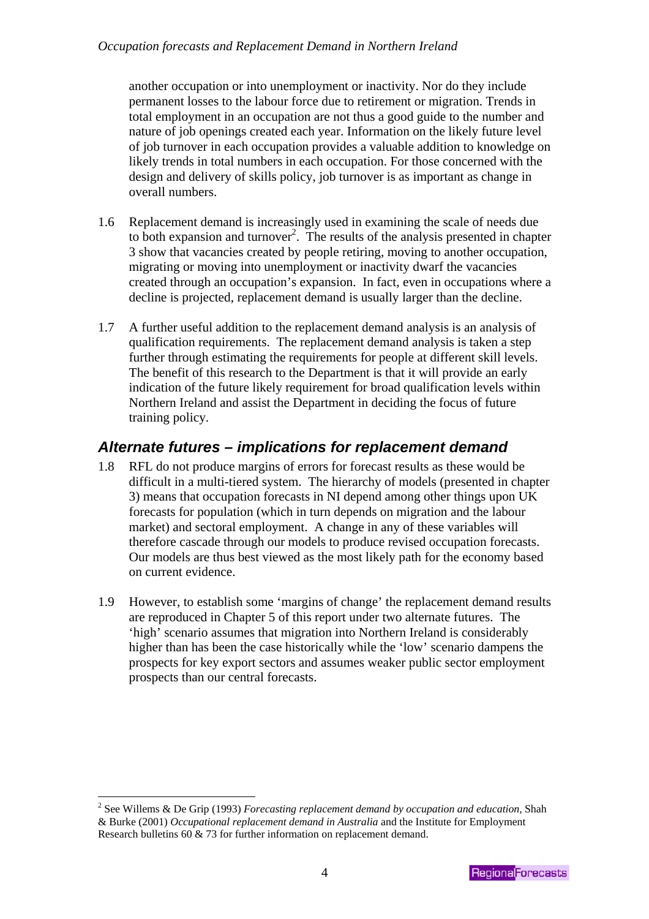another occupation or into unemployment or inactivity. Nor do they include permanent losses to the labour force due to retirement or migration. Trends in total employment in an occupation are not thus a good guide to the number and nature of job openings created each year. Information on the likely future level of job turnover in each occupation provides a valuable addition to knowledge on likely trends in total numbers in each occupation. For those concerned with the design and delivery of skills policy, job turnover is as important as change in overall numbers.

1.6 Replacement demand is increasingly used in examining the scale of needs due to both expansion and turnover[2]. The results of the analysis presented in chapter 3 show that vacancies created by people retiring, moving to another occupation, migrating or moving into unemployment or inactivity dwarf the vacancies created through an occupation's expansion. In fact, even in occupations where a decline is projected, replacement demand is usually larger than the decline.

1.7 A further useful addition to the replacement demand analysis is an analysis of qualification requirements. The replacement demand analysis is taken a step further through estimating the requirements for people at different skill levels. The benefit of this research to the Department is that it will provide an early indication of the future likely requirement for broad qualification levels within Northern Ireland and assist the Department in deciding the focus of future training policy.

## Alternate futures – implications for replacement demand

1.8 RFL do not produce margins of errors for forecast results as these would be difficult in a multi-tiered system. The hierarchy of models (presented in chapter 3) means that occupation forecasts in NI depend among other things upon UK forecasts for population (which in turn depends on migration and the labour market) and sectoral employment. A change in any of these variables will therefore cascade through our models to produce revised occupation forecasts. Our models are thus best viewed as the most likely path for the economy based on current evidence.

1.9 However, to establish some 'margins of change' the replacement demand results are reproduced in Chapter 5 of this report under two alternate futures. The 'high' scenario assumes that migration into Northern Ireland is considerably higher than has been the case historically while the 'low' scenario dampens the prospects for key export sectors and assumes weaker public sector employment prospects than our central forecasts.

[2] See Willems & De Grip (1993) *Forecasting replacement demand by occupation and education*, Shah & Burke (2001) *Occupational replacement demand in Australia* and the Institute for Employment Research bulletins 60 & 73 for further information on replacement demand.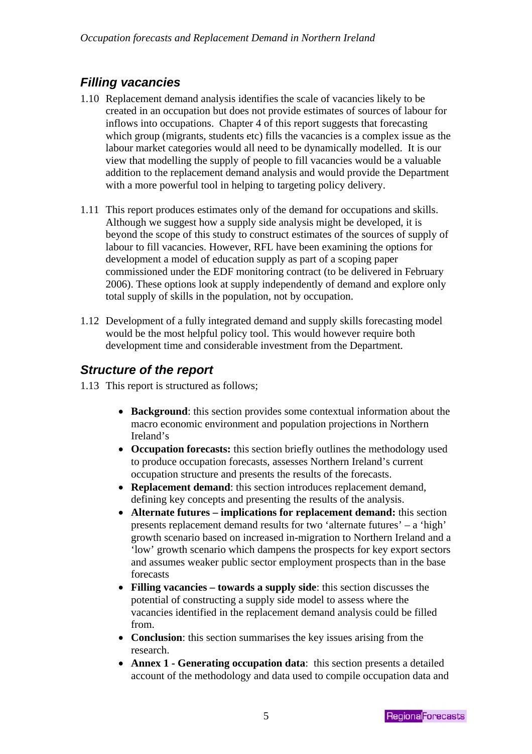## *Filling vacancies*

1.10 Replacement demand analysis identifies the scale of vacancies likely to be created in an occupation but does not provide estimates of sources of labour for inflows into occupations. Chapter 4 of this report suggests that forecasting which group (migrants, students etc) fills the vacancies is a complex issue as the labour market categories would all need to be dynamically modelled. It is our view that modelling the supply of people to fill vacancies would be a valuable addition to the replacement demand analysis and would provide the Department with a more powerful tool in helping to targeting policy delivery.

1.11 This report produces estimates only of the demand for occupations and skills. Although we suggest how a supply side analysis might be developed, it is beyond the scope of this study to construct estimates of the sources of supply of labour to fill vacancies. However, RFL have been examining the options for development a model of education supply as part of a scoping paper commissioned under the EDF monitoring contract (to be delivered in February 2006). These options look at supply independently of demand and explore only total supply of skills in the population, not by occupation.

1.12 Development of a fully integrated demand and supply skills forecasting model would be the most helpful policy tool. This would however require both development time and considerable investment from the Department.

## *Structure of the report*

1.13 This report is structured as follows;

- **Background**: this section provides some contextual information about the macro economic environment and population projections in Northern Ireland's
- **Occupation forecasts:** this section briefly outlines the methodology used to produce occupation forecasts, assesses Northern Ireland's current occupation structure and presents the results of the forecasts.
- **Replacement demand**: this section introduces replacement demand, defining key concepts and presenting the results of the analysis.
- **Alternate futures – implications for replacement demand:** this section presents replacement demand results for two 'alternate futures' – a 'high' growth scenario based on increased in-migration to Northern Ireland and a 'low' growth scenario which dampens the prospects for key export sectors and assumes weaker public sector employment prospects than in the base forecasts
- **Filling vacancies – towards a supply side**: this section discusses the potential of constructing a supply side model to assess where the vacancies identified in the replacement demand analysis could be filled from.
- **Conclusion**: this section summarises the key issues arising from the research.
- **Annex 1 - Generating occupation data**: this section presents a detailed account of the methodology and data used to compile occupation data and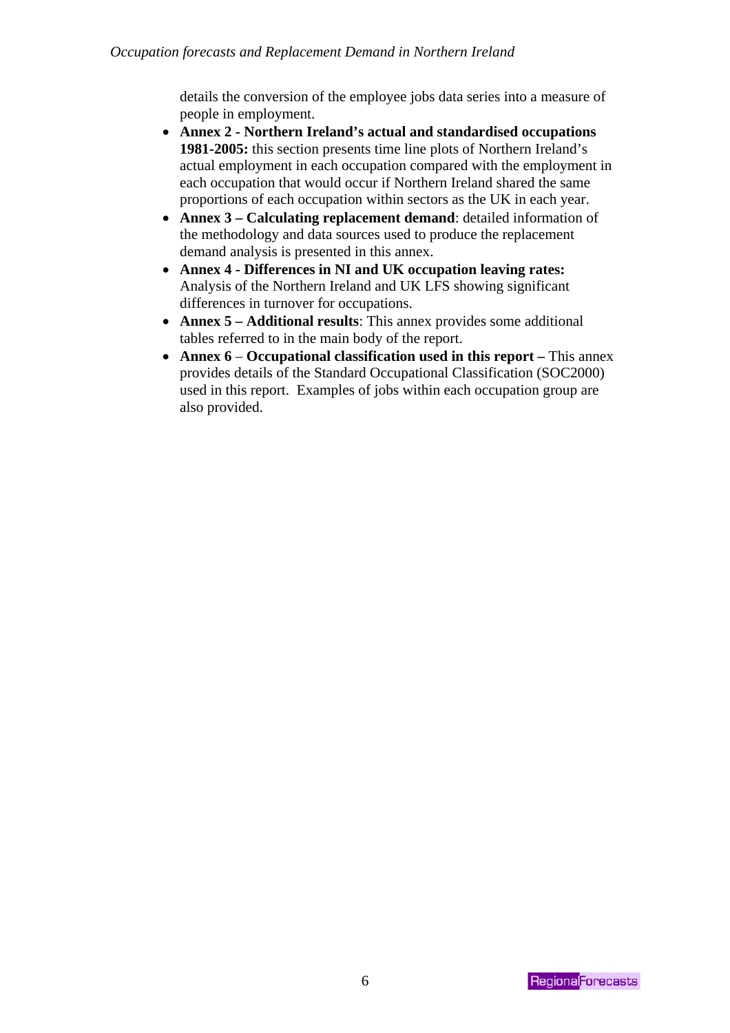details the conversion of the employee jobs data series into a measure of people in employment.

- **Annex 2 - Northern Ireland's actual and standardised occupations 1981-2005:** this section presents time line plots of Northern Ireland's actual employment in each occupation compared with the employment in each occupation that would occur if Northern Ireland shared the same proportions of each occupation within sectors as the UK in each year.
- **Annex 3 – Calculating replacement demand**: detailed information of the methodology and data sources used to produce the replacement demand analysis is presented in this annex.
- **Annex 4 - Differences in NI and UK occupation leaving rates:** Analysis of the Northern Ireland and UK LFS showing significant differences in turnover for occupations.
- **Annex 5 – Additional results**: This annex provides some additional tables referred to in the main body of the report.
- **Annex 6** – **Occupational classification used in this report –** This annex provides details of the Standard Occupational Classification (SOC2000) used in this report. Examples of jobs within each occupation group are also provided.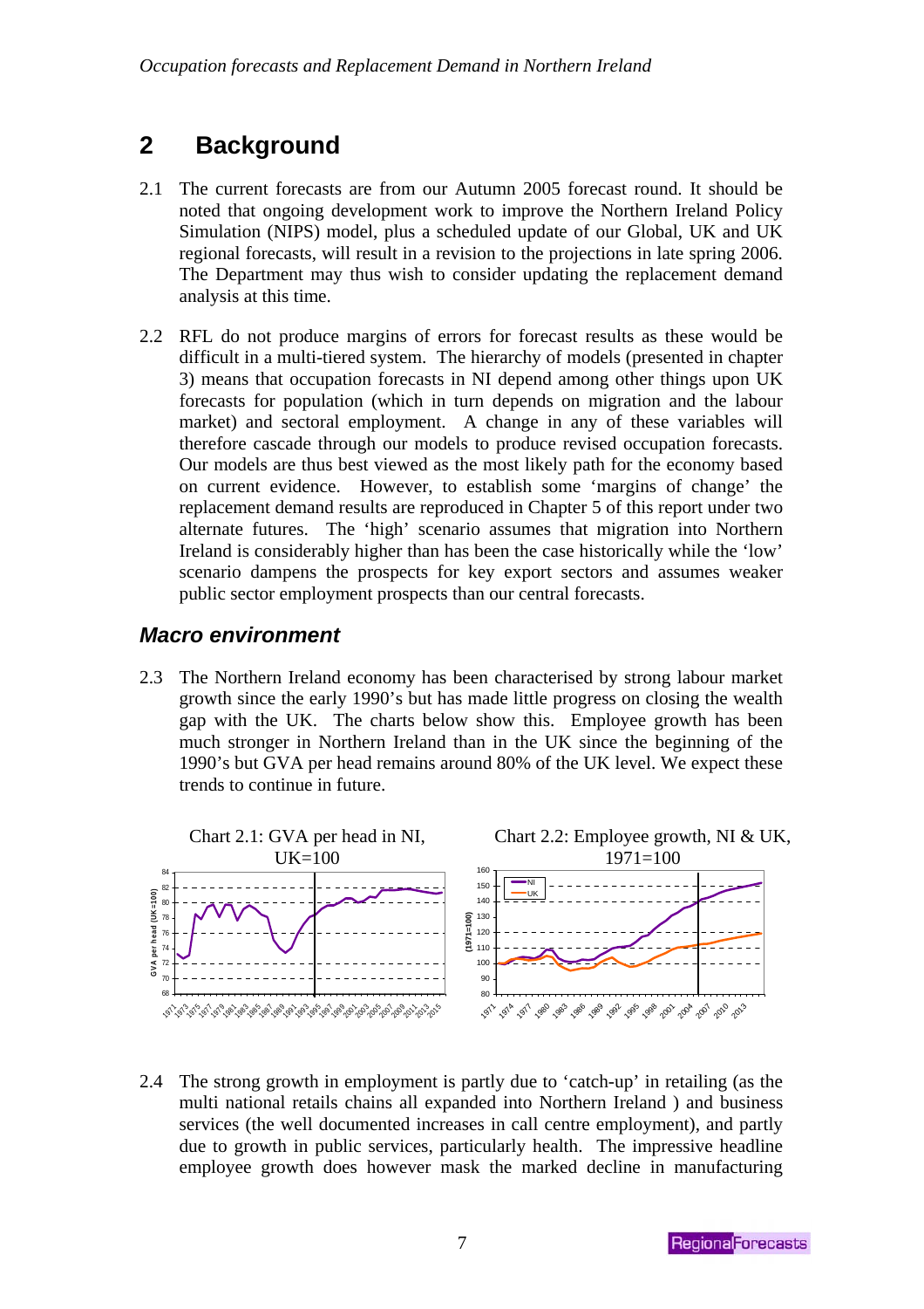# 2 Background

2.1 The current forecasts are from our Autumn 2005 forecast round. It should be noted that ongoing development work to improve the Northern Ireland Policy Simulation (NIPS) model, plus a scheduled update of our Global, UK and UK regional forecasts, will result in a revision to the projections in late spring 2006. The Department may thus wish to consider updating the replacement demand analysis at this time.

2.2 RFL do not produce margins of errors for forecast results as these would be difficult in a multi-tiered system. The hierarchy of models (presented in chapter 3) means that occupation forecasts in NI depend among other things upon UK forecasts for population (which in turn depends on migration and the labour market) and sectoral employment. A change in any of these variables will therefore cascade through our models to produce revised occupation forecasts. Our models are thus best viewed as the most likely path for the economy based on current evidence. However, to establish some 'margins of change' the replacement demand results are reproduced in Chapter 5 of this report under two alternate futures. The 'high' scenario assumes that migration into Northern Ireland is considerably higher than has been the case historically while the 'low' scenario dampens the prospects for key export sectors and assumes weaker public sector employment prospects than our central forecasts.

## *Macro environment*

2.3 The Northern Ireland economy has been characterised by strong labour market growth since the early 1990's but has made little progress on closing the wealth gap with the UK. The charts below show this. Employee growth has been much stronger in Northern Ireland than in the UK since the beginning of the 1990's but GVA per head remains around 80% of the UK level. We expect these trends to continue in future.

Chart 2.1: GVA per head in NI, UK=100

Chart 2.2: Employee growth, NI & UK, 1971=100

2.4 The strong growth in employment is partly due to 'catch-up' in retailing (as the multi national retails chains all expanded into Northern Ireland ) and business services (the well documented increases in call centre employment), and partly due to growth in public services, particularly health. The impressive headline employee growth does however mask the marked decline in manufacturing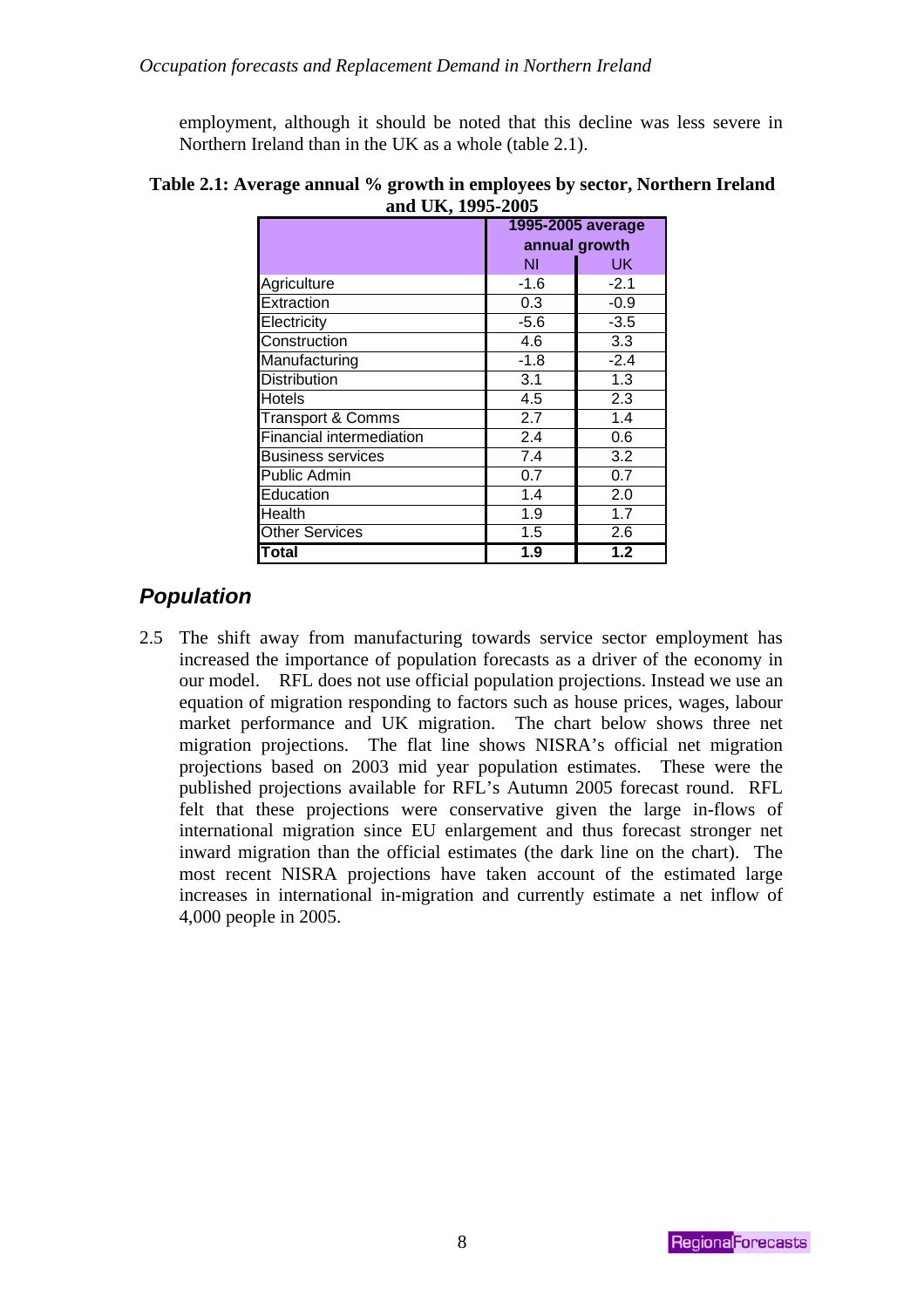employment, although it should be noted that this decline was less severe in Northern Ireland than in the UK as a whole (table 2.1).

**Table 2.1: Average annual % growth in employees by sector, Northern Ireland and UK, 1995-2005**

| | 1995-2005 average annual growth | |
|---|---|---|
| | NI | UK |
| Agriculture | -1.6 | -2.1 |
| Extraction | 0.3 | -0.9 |
| Electricity | -5.6 | -3.5 |
| Construction | 4.6 | 3.3 |
| Manufacturing | -1.8 | -2.4 |
| Distribution | 3.1 | 1.3 |
| Hotels | 4.5 | 2.3 |
| Transport & Comms | 2.7 | 1.4 |
| Financial intermediation | 2.4 | 0.6 |
| Business services | 7.4 | 3.2 |
| Public Admin | 0.7 | 0.7 |
| Education | 1.4 | 2.0 |
| Health | 1.9 | 1.7 |
| Other Services | 1.5 | 2.6 |
| **Total** | **1.9** | **1.2** |

## *Population*

2.5 The shift away from manufacturing towards service sector employment has increased the importance of population forecasts as a driver of the economy in our model. RFL does not use official population projections. Instead we use an equation of migration responding to factors such as house prices, wages, labour market performance and UK migration. The chart below shows three net migration projections. The flat line shows NISRA's official net migration projections based on 2003 mid year population estimates. These were the published projections available for RFL's Autumn 2005 forecast round. RFL felt that these projections were conservative given the large in-flows of international migration since EU enlargement and thus forecast stronger net inward migration than the official estimates (the dark line on the chart). The most recent NISRA projections have taken account of the estimated large increases in international in-migration and currently estimate a net inflow of 4,000 people in 2005.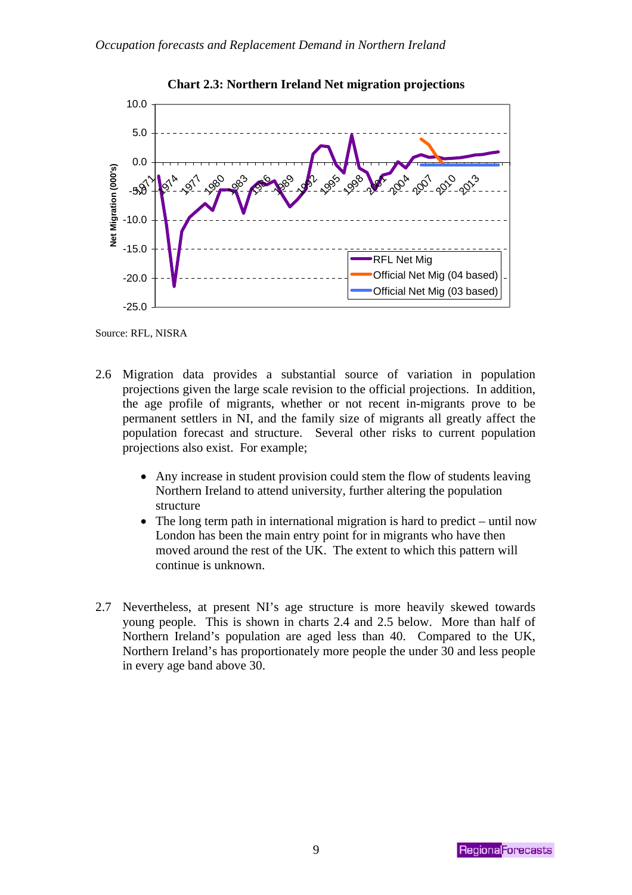**Chart 2.3: Northern Ireland Net migration projections**

Source: RFL, NISRA

2.6 Migration data provides a substantial source of variation in population projections given the large scale revision to the official projections. In addition, the age profile of migrants, whether or not recent in-migrants prove to be permanent settlers in NI, and the family size of migrants all greatly affect the population forecast and structure. Several other risks to current population projections also exist. For example;

- Any increase in student provision could stem the flow of students leaving Northern Ireland to attend university, further altering the population structure
- The long term path in international migration is hard to predict – until now London has been the main entry point for in migrants who have then moved around the rest of the UK. The extent to which this pattern will continue is unknown.

2.7 Nevertheless, at present NI's age structure is more heavily skewed towards young people. This is shown in charts 2.4 and 2.5 below. More than half of Northern Ireland's population are aged less than 40. Compared to the UK, Northern Ireland's has proportionately more people the under 30 and less people in every age band above 30.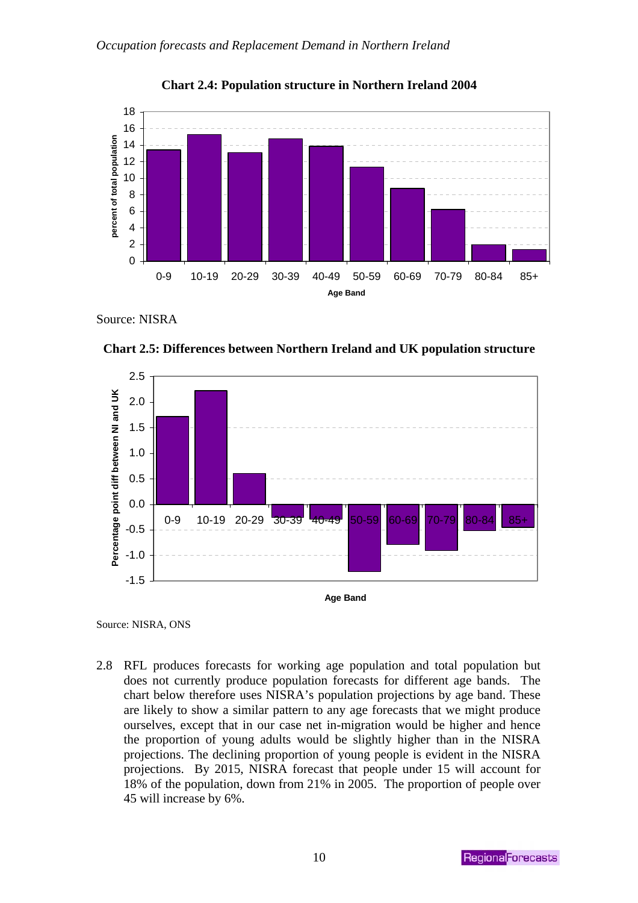**Chart 2.4: Population structure in Northern Ireland 2004**

Source: NISRA

**Chart 2.5: Differences between Northern Ireland and UK population structure**

Source: NISRA, ONS

2.8 RFL produces forecasts for working age population and total population but does not currently produce population forecasts for different age bands. The chart below therefore uses NISRA's population projections by age band. These are likely to show a similar pattern to any age forecasts that we might produce ourselves, except that in our case net in-migration would be higher and hence the proportion of young adults would be slightly higher than in the NISRA projections. The declining proportion of young people is evident in the NISRA projections. By 2015, NISRA forecast that people under 15 will account for 18% of the population, down from 21% in 2005. The proportion of people over 45 will increase by 6%.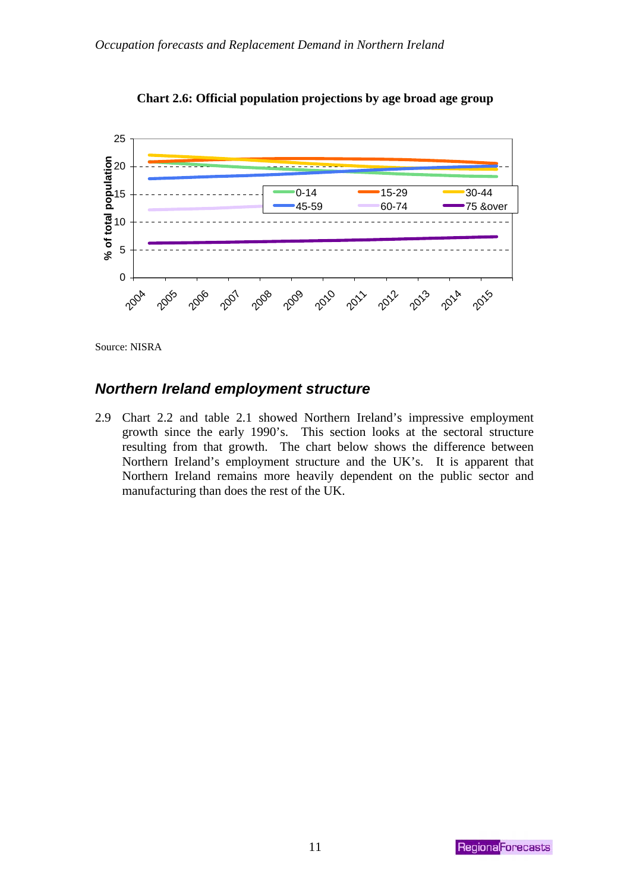**Chart 2.6: Official population projections by age broad age group**

Source: NISRA

## *Northern Ireland employment structure*

2.9 Chart 2.2 and table 2.1 showed Northern Ireland's impressive employment growth since the early 1990's. This section looks at the sectoral structure resulting from that growth. The chart below shows the difference between Northern Ireland's employment structure and the UK's. It is apparent that Northern Ireland remains more heavily dependent on the public sector and manufacturing than does the rest of the UK.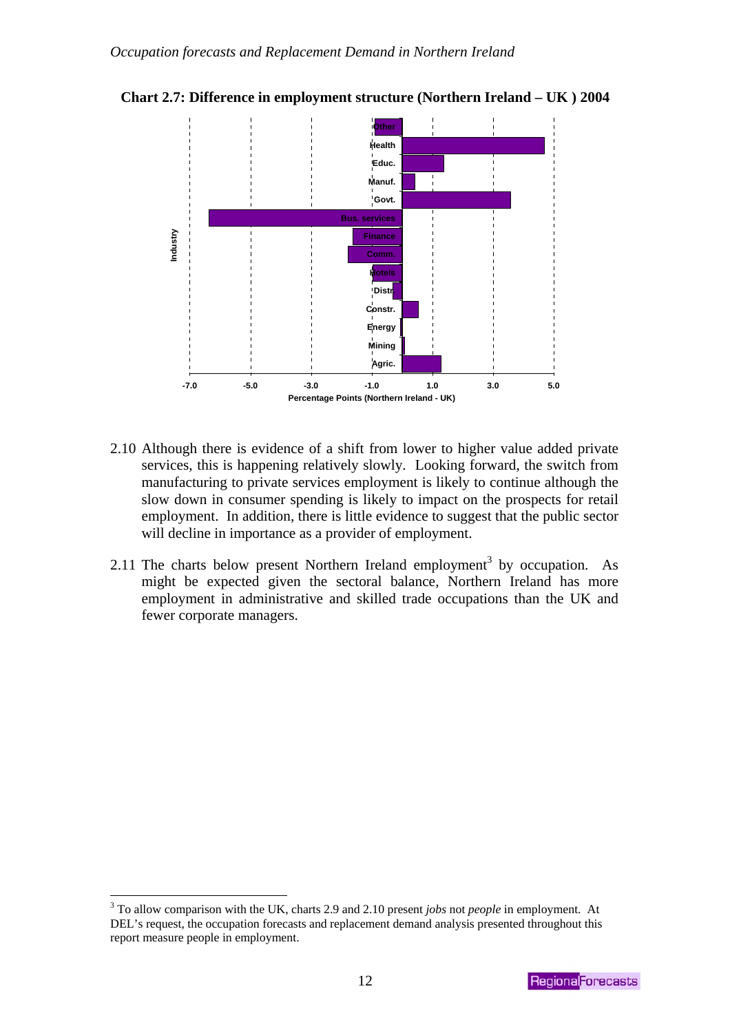**Chart 2.7: Difference in employment structure (Northern Ireland – UK ) 2004**

2.10 Although there is evidence of a shift from lower to higher value added private services, this is happening relatively slowly. Looking forward, the switch from manufacturing to private services employment is likely to continue although the slow down in consumer spending is likely to impact on the prospects for retail employment. In addition, there is little evidence to suggest that the public sector will decline in importance as a provider of employment.

2.11 The charts below present Northern Ireland employment[3] by occupation. As might be expected given the sectoral balance, Northern Ireland has more employment in administrative and skilled trade occupations than the UK and fewer corporate managers.

[3] To allow comparison with the UK, charts 2.9 and 2.10 present *jobs* not *people* in employment. At DEL's request, the occupation forecasts and replacement demand analysis presented throughout this report measure people in employment.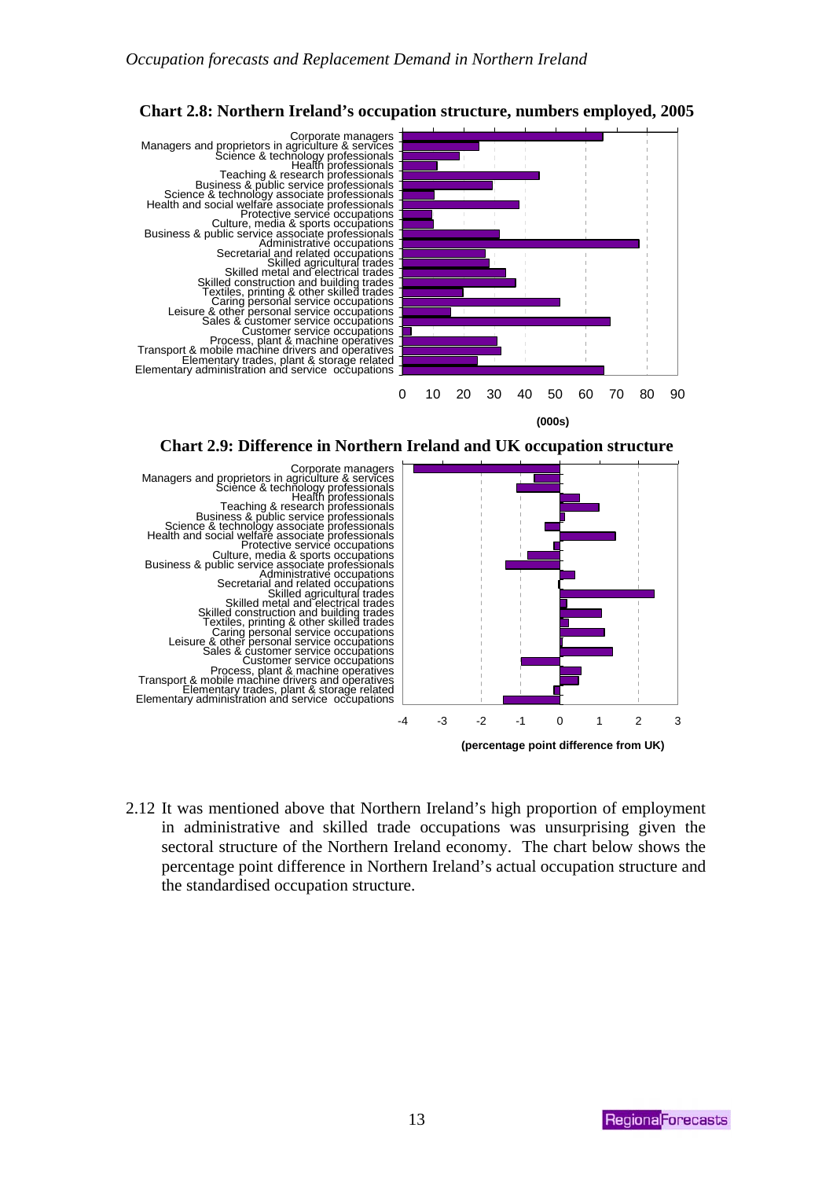**Chart 2.8: Northern Ireland's occupation structure, numbers employed, 2005**

Corporate managers
Managers and proprietors in agriculture & services
Science & technology professionals
Health professionals
Teaching & research professionals
Business & public service professionals
Science & technology associate professionals
Health and social welfare associate professionals
Protective service occupations
Culture, media & sports occupations
Business & public service associate professionals
Administrative occupations
Secretarial and related occupations
Skilled agricultural trades
Skilled metal and electrical trades
Skilled construction and building trades
Textiles, printing & other skilled trades
Caring personal service occupations
Leisure & other personal service occupations
Sales & customer service occupations
Customer service occupations
Process, plant & machine operatives
Transport & mobile machine drivers and operatives
Elementary trades, plant & storage related
Elementary administration and service occupations

0 10 20 30 40 50 60 70 80 90

(000s)

**Chart 2.9: Difference in Northern Ireland and UK occupation structure**

Corporate managers
Managers and proprietors in agriculture & services
Science & technology professionals
Health professionals
Teaching & research professionals
Business & public service professionals
Science & technology associate professionals
Health and social welfare associate professionals
Protective service occupations
Culture, media & sports occupations
Business & public service associate professionals
Administrative occupations
Secretarial and related occupations
Skilled agricultural trades
Skilled metal and electrical trades
Skilled construction and building trades
Textiles, printing & other skilled trades
Caring personal service occupations
Leisure & other personal service occupations
Sales & customer service occupations
Customer service occupations
Process, plant & machine operatives
Transport & mobile machine drivers and operatives
Elementary trades, plant & storage related
Elementary administration and service occupations

-4 -3 -2 -1 0 1 2 3

(percentage point difference from UK)

2.12 It was mentioned above that Northern Ireland's high proportion of employment in administrative and skilled trade occupations was unsurprising given the sectoral structure of the Northern Ireland economy. The chart below shows the percentage point difference in Northern Ireland's actual occupation structure and the standardised occupation structure.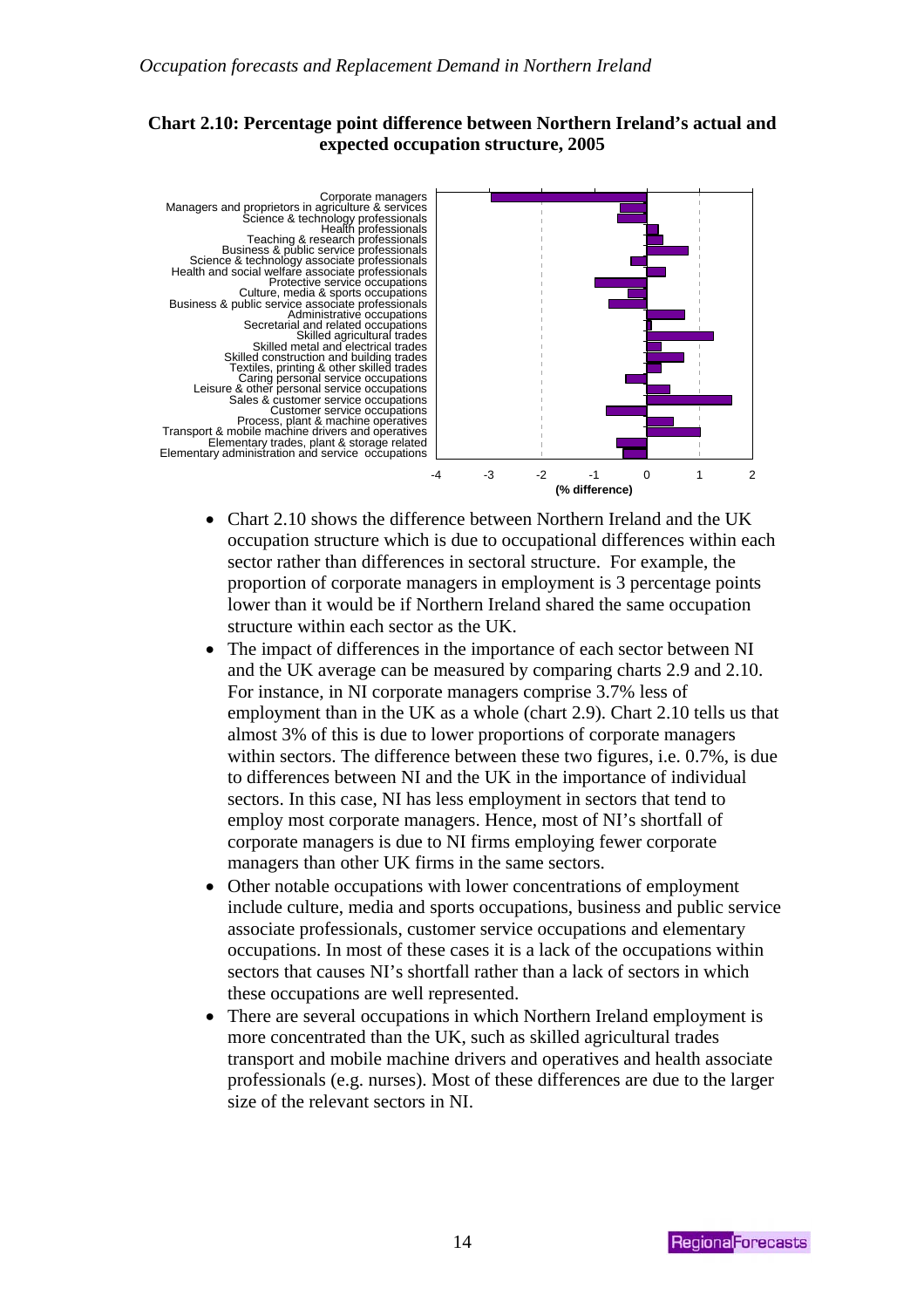**Chart 2.10: Percentage point difference between Northern Ireland's actual and expected occupation structure, 2005**

- Chart 2.10 shows the difference between Northern Ireland and the UK occupation structure which is due to occupational differences within each sector rather than differences in sectoral structure. For example, the proportion of corporate managers in employment is 3 percentage points lower than it would be if Northern Ireland shared the same occupation structure within each sector as the UK.
- The impact of differences in the importance of each sector between NI and the UK average can be measured by comparing charts 2.9 and 2.10. For instance, in NI corporate managers comprise 3.7% less of employment than in the UK as a whole (chart 2.9). Chart 2.10 tells us that almost 3% of this is due to lower proportions of corporate managers within sectors. The difference between these two figures, i.e. 0.7%, is due to differences between NI and the UK in the importance of individual sectors. In this case, NI has less employment in sectors that tend to employ most corporate managers. Hence, most of NI's shortfall of corporate managers is due to NI firms employing fewer corporate managers than other UK firms in the same sectors.
- Other notable occupations with lower concentrations of employment include culture, media and sports occupations, business and public service associate professionals, customer service occupations and elementary occupations. In most of these cases it is a lack of the occupations within sectors that causes NI's shortfall rather than a lack of sectors in which these occupations are well represented.
- There are several occupations in which Northern Ireland employment is more concentrated than the UK, such as skilled agricultural trades transport and mobile machine drivers and operatives and health associate professionals (e.g. nurses). Most of these differences are due to the larger size of the relevant sectors in NI.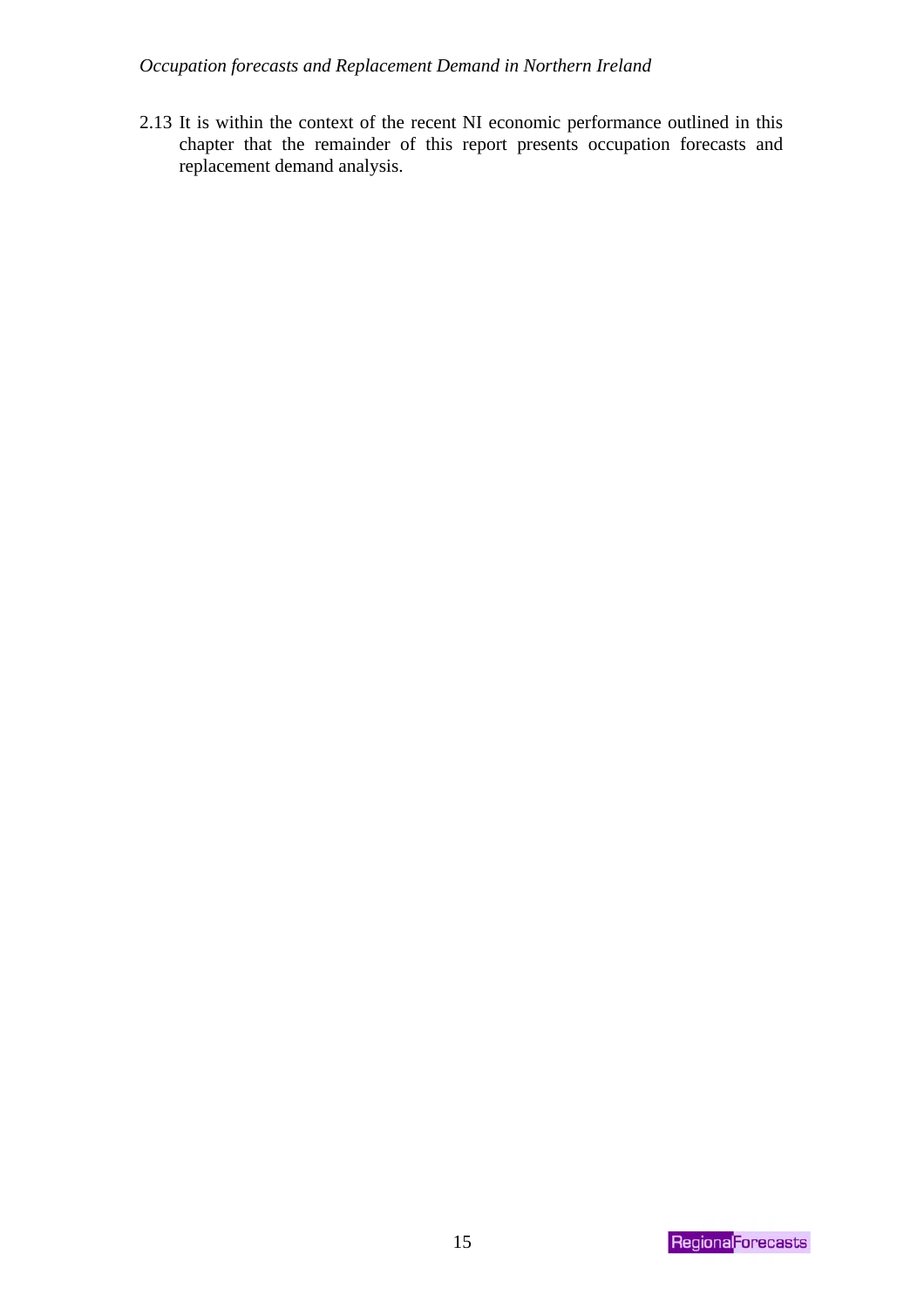2.13 It is within the context of the recent NI economic performance outlined in this chapter that the remainder of this report presents occupation forecasts and replacement demand analysis.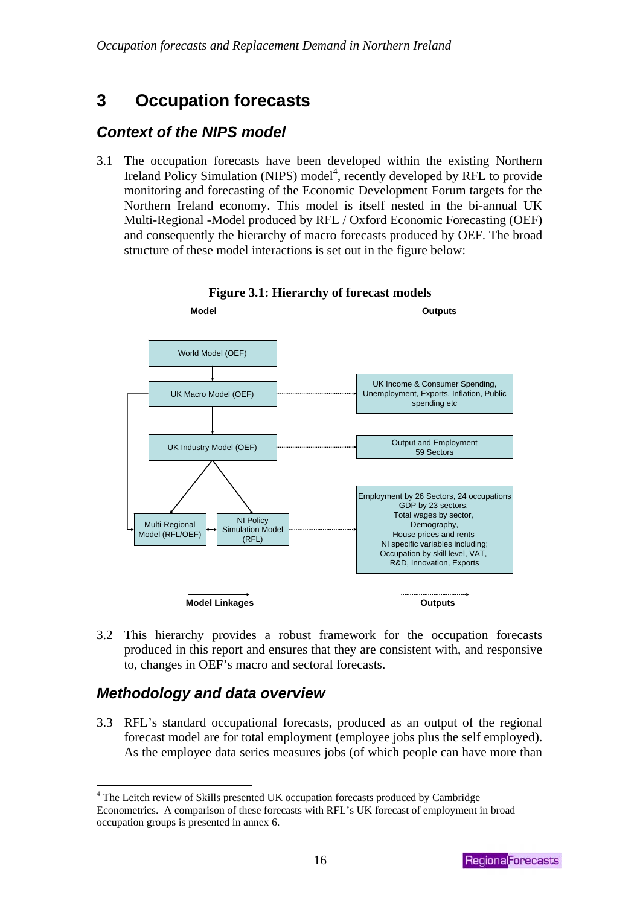# 3 Occupation forecasts

## *Context of the NIPS model*

3.1 The occupation forecasts have been developed within the existing Northern Ireland Policy Simulation (NIPS) model[4], recently developed by RFL to provide monitoring and forecasting of the Economic Development Forum targets for the Northern Ireland economy. This model is itself nested in the bi-annual UK Multi-Regional -Model produced by RFL / Oxford Economic Forecasting (OEF) and consequently the hierarchy of macro forecasts produced by OEF. The broad structure of these model interactions is set out in the figure below:

**Figure 3.1: Hierarchy of forecast models**

| Model | Outputs |
|---|---|
| World Model (OEF) | |
| UK Macro Model (OEF) | UK Income & Consumer Spending, Unemployment, Exports, Inflation, Public spending etc |
| UK Industry Model (OEF) | Output and Employment 59 Sectors |
| Multi-Regional Model (RFL/OEF) ↔ NI Policy Simulation Model (RFL) | Employment by 26 Sectors, 24 occupations GDP by 23 sectors, Total wages by sector, Demography, House prices and rents NI specific variables including; Occupation by skill level, VAT, R&D, Innovation, Exports |

Model Linkages (solid arrows) — Outputs (dotted arrows)

3.2 This hierarchy provides a robust framework for the occupation forecasts produced in this report and ensures that they are consistent with, and responsive to, changes in OEF's macro and sectoral forecasts.

## *Methodology and data overview*

3.3 RFL's standard occupational forecasts, produced as an output of the regional forecast model are for total employment (employee jobs plus the self employed). As the employee data series measures jobs (of which people can have more than

[4] The Leitch review of Skills presented UK occupation forecasts produced by Cambridge Econometrics. A comparison of these forecasts with RFL's UK forecast of employment in broad occupation groups is presented in annex 6.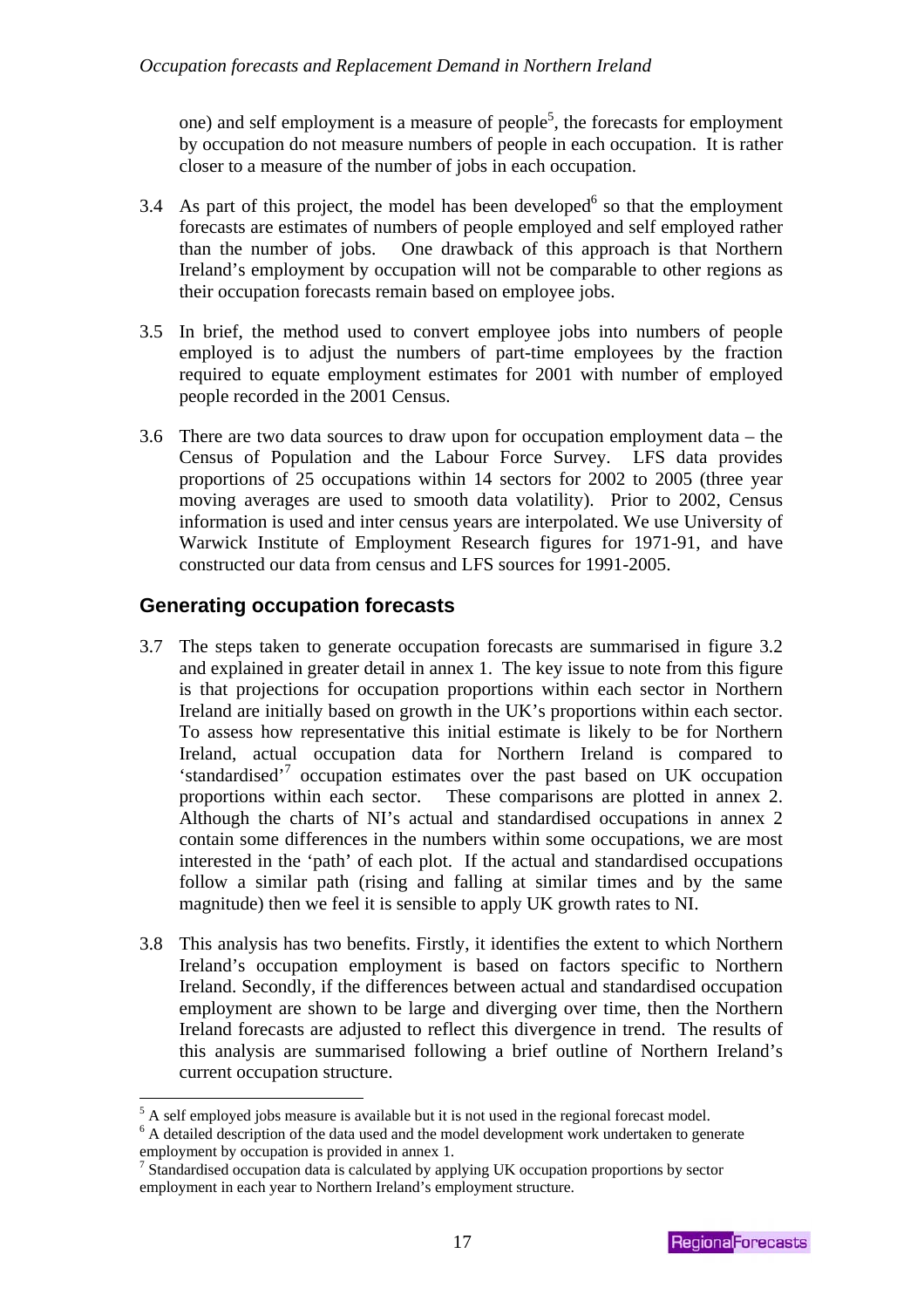one) and self employment is a measure of people[5], the forecasts for employment by occupation do not measure numbers of people in each occupation. It is rather closer to a measure of the number of jobs in each occupation.

3.4 As part of this project, the model has been developed[6] so that the employment forecasts are estimates of numbers of people employed and self employed rather than the number of jobs. One drawback of this approach is that Northern Ireland's employment by occupation will not be comparable to other regions as their occupation forecasts remain based on employee jobs.

3.5 In brief, the method used to convert employee jobs into numbers of people employed is to adjust the numbers of part-time employees by the fraction required to equate employment estimates for 2001 with number of employed people recorded in the 2001 Census.

3.6 There are two data sources to draw upon for occupation employment data – the Census of Population and the Labour Force Survey. LFS data provides proportions of 25 occupations within 14 sectors for 2002 to 2005 (three year moving averages are used to smooth data volatility). Prior to 2002, Census information is used and inter census years are interpolated. We use University of Warwick Institute of Employment Research figures for 1971-91, and have constructed our data from census and LFS sources for 1991-2005.

## Generating occupation forecasts

3.7 The steps taken to generate occupation forecasts are summarised in figure 3.2 and explained in greater detail in annex 1. The key issue to note from this figure is that projections for occupation proportions within each sector in Northern Ireland are initially based on growth in the UK's proportions within each sector. To assess how representative this initial estimate is likely to be for Northern Ireland, actual occupation data for Northern Ireland is compared to 'standardised'[7] occupation estimates over the past based on UK occupation proportions within each sector. These comparisons are plotted in annex 2. Although the charts of NI's actual and standardised occupations in annex 2 contain some differences in the numbers within some occupations, we are most interested in the 'path' of each plot. If the actual and standardised occupations follow a similar path (rising and falling at similar times and by the same magnitude) then we feel it is sensible to apply UK growth rates to NI.

3.8 This analysis has two benefits. Firstly, it identifies the extent to which Northern Ireland's occupation employment is based on factors specific to Northern Ireland. Secondly, if the differences between actual and standardised occupation employment are shown to be large and diverging over time, then the Northern Ireland forecasts are adjusted to reflect this divergence in trend. The results of this analysis are summarised following a brief outline of Northern Ireland's current occupation structure.

---

[5] A self employed jobs measure is available but it is not used in the regional forecast model.

[6] A detailed description of the data used and the model development work undertaken to generate employment by occupation is provided in annex 1.

[7] Standardised occupation data is calculated by applying UK occupation proportions by sector employment in each year to Northern Ireland's employment structure.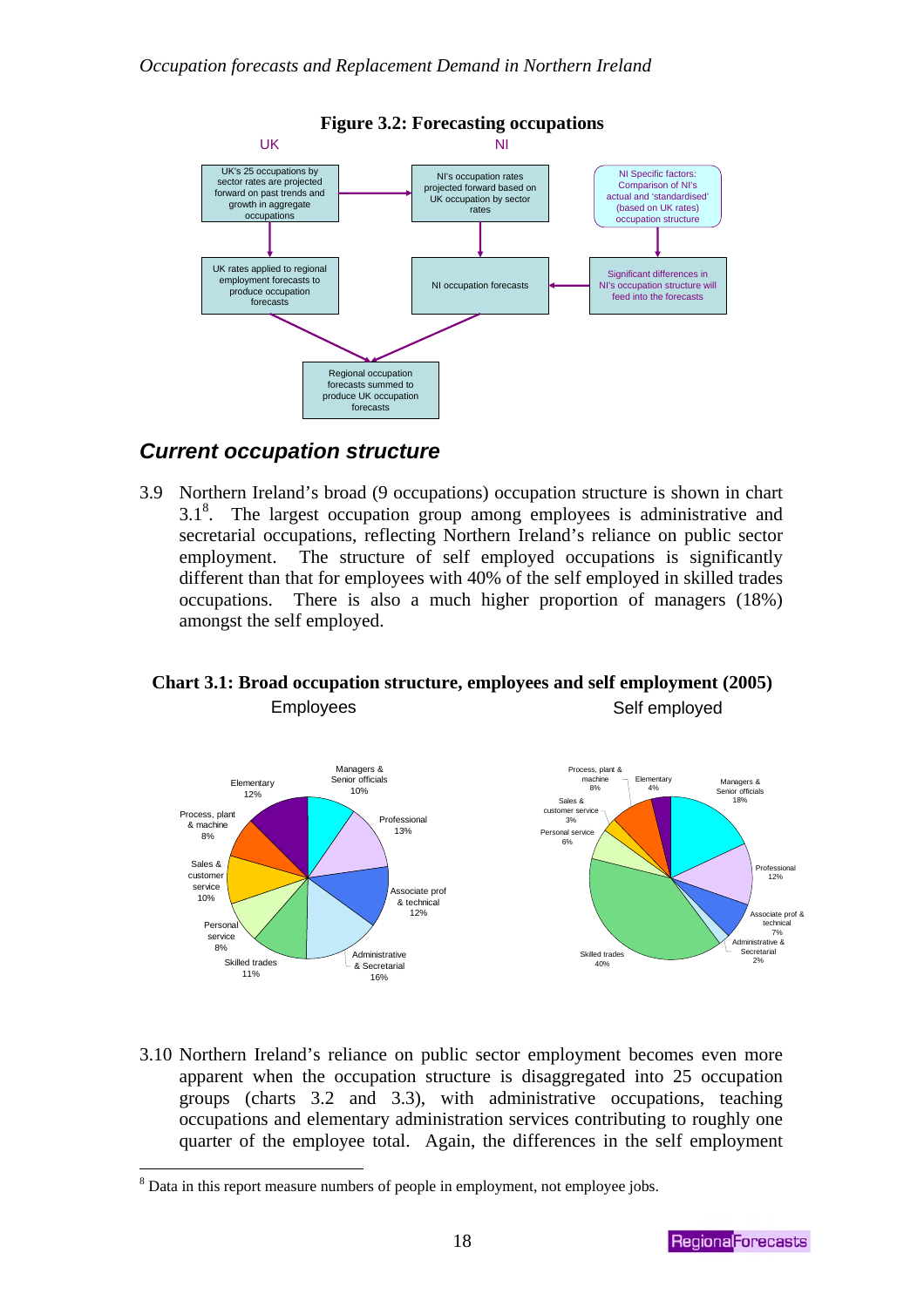**Figure 3.2: Forecasting occupations**

UK

UK's 25 occupations by sector rates are projected forward on past trends and growth in aggregate occupations

UK rates applied to regional employment forecasts to produce occupation forecasts

NI

NI's occupation rates projected forward based on UK occupation by sector rates

NI occupation forecasts

NI Specific factors: Comparison of NI's actual and 'standardised' (based on UK rates) occupation structure

Significant differences in NI's occupation structure will feed into the forecasts

Regional occupation forecasts summed to produce UK occupation forecasts

## *Current occupation structure*

3.9 Northern Ireland's broad (9 occupations) occupation structure is shown in chart 3.1[8]. The largest occupation group among employees is administrative and secretarial occupations, reflecting Northern Ireland's reliance on public sector employment. The structure of self employed occupations is significantly different than that for employees with 40% of the self employed in skilled trades occupations. There is also a much higher proportion of managers (18%) amongst the self employed.

**Chart 3.1: Broad occupation structure, employees and self employment (2005)**

| Occupation | Employees | Self employed |
|---|---|---|
| Managers & Senior officials | 10% | 18% |
| Professional | 13% | 12% |
| Associate prof & technical | 12% | 7% |
| Administrative & Secretarial | 16% | 2% |
| Skilled trades | 11% | 40% |
| Personal service | 8% | 6% |
| Sales & customer service | 10% | 3% |
| Process, plant & machine | 8% | 8% |
| Elementary | 12% | 4% |

3.10 Northern Ireland's reliance on public sector employment becomes even more apparent when the occupation structure is disaggregated into 25 occupation groups (charts 3.2 and 3.3), with administrative occupations, teaching occupations and elementary administration services contributing to roughly one quarter of the employee total. Again, the differences in the self employment

[8] Data in this report measure numbers of people in employment, not employee jobs.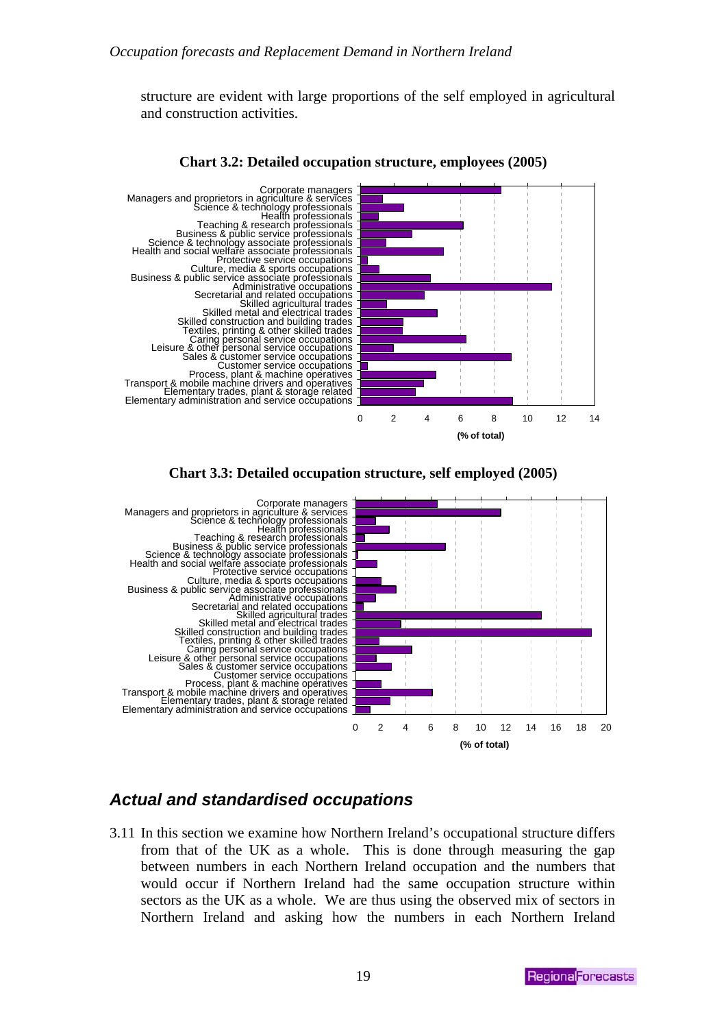structure are evident with large proportions of the self employed in agricultural and construction activities.

**Chart 3.2: Detailed occupation structure, employees (2005)**

Corporate managers
Managers and proprietors in agriculture & services
Science & technology professionals
Health professionals
Teaching & research professionals
Business & public service professionals
Science & technology associate professionals
Health and social welfare associate professionals
Protective service occupations
Culture, media & sports occupations
Business & public service associate professionals
Administrative occupations
Secretarial and related occupations
Skilled agricultural trades
Skilled metal and electrical trades
Skilled construction and building trades
Textiles, printing & other skilled trades
Caring personal service occupations
Leisure & other personal service occupations
Sales & customer service occupations
Customer service occupations
Process, plant & machine operatives
Transport & mobile machine drivers and operatives
Elementary trades, plant & storage related
Elementary administration and service occupations

0 2 4 6 8 10 12 14

(% of total)

**Chart 3.3: Detailed occupation structure, self employed (2005)**

Corporate managers
Managers and proprietors in agriculture & services
Science & technology professionals
Health professionals
Teaching & research professionals
Business & public service professionals
Science & technology associate professionals
Health and social welfare associate professionals
Protective service occupations
Culture, media & sports occupations
Business & public service associate professionals
Administrative occupations
Secretarial and related occupations
Skilled agricultural trades
Skilled metal and electrical trades
Skilled construction and building trades
Textiles, printing & other skilled trades
Caring personal service occupations
Leisure & other personal service occupations
Sales & customer service occupations
Customer service occupations
Process, plant & machine operatives
Transport & mobile machine drivers and operatives
Elementary trades, plant & storage related
Elementary administration and service occupations

0 2 4 6 8 10 12 14 16 18 20

(% of total)

## *Actual and standardised occupations*

3.11 In this section we examine how Northern Ireland's occupational structure differs from that of the UK as a whole. This is done through measuring the gap between numbers in each Northern Ireland occupation and the numbers that would occur if Northern Ireland had the same occupation structure within sectors as the UK as a whole. We are thus using the observed mix of sectors in Northern Ireland and asking how the numbers in each Northern Ireland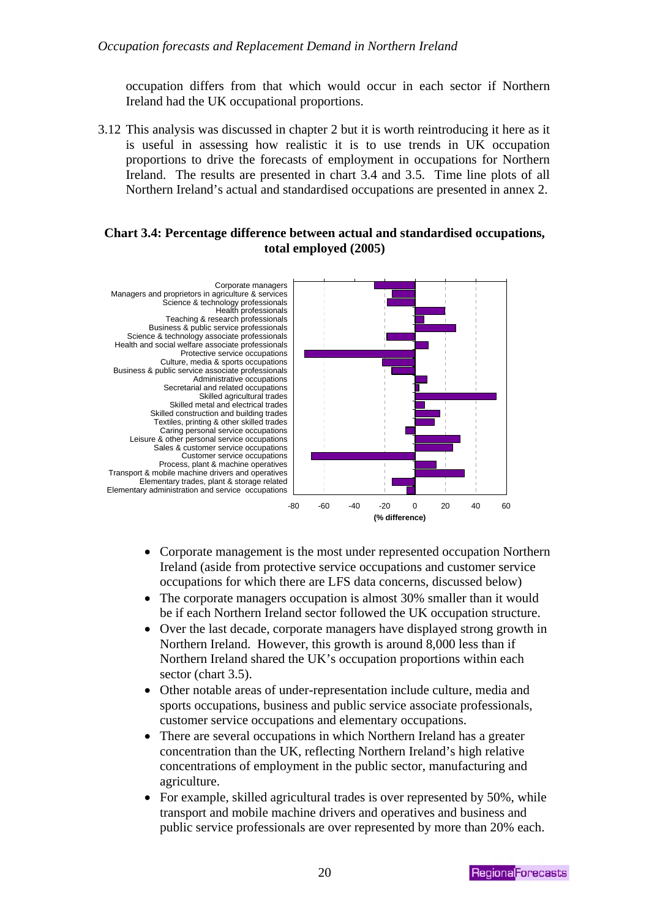occupation differs from that which would occur in each sector if Northern Ireland had the UK occupational proportions.

3.12 This analysis was discussed in chapter 2 but it is worth reintroducing it here as it is useful in assessing how realistic it is to use trends in UK occupation proportions to drive the forecasts of employment in occupations for Northern Ireland. The results are presented in chart 3.4 and 3.5. Time line plots of all Northern Ireland's actual and standardised occupations are presented in annex 2.

**Chart 3.4: Percentage difference between actual and standardised occupations, total employed (2005)**

- Corporate management is the most under represented occupation Northern Ireland (aside from protective service occupations and customer service occupations for which there are LFS data concerns, discussed below)
- The corporate managers occupation is almost 30% smaller than it would be if each Northern Ireland sector followed the UK occupation structure.
- Over the last decade, corporate managers have displayed strong growth in Northern Ireland. However, this growth is around 8,000 less than if Northern Ireland shared the UK's occupation proportions within each sector (chart 3.5).
- Other notable areas of under-representation include culture, media and sports occupations, business and public service associate professionals, customer service occupations and elementary occupations.
- There are several occupations in which Northern Ireland has a greater concentration than the UK, reflecting Northern Ireland's high relative concentrations of employment in the public sector, manufacturing and agriculture.
- For example, skilled agricultural trades is over represented by 50%, while transport and mobile machine drivers and operatives and business and public service professionals are over represented by more than 20% each.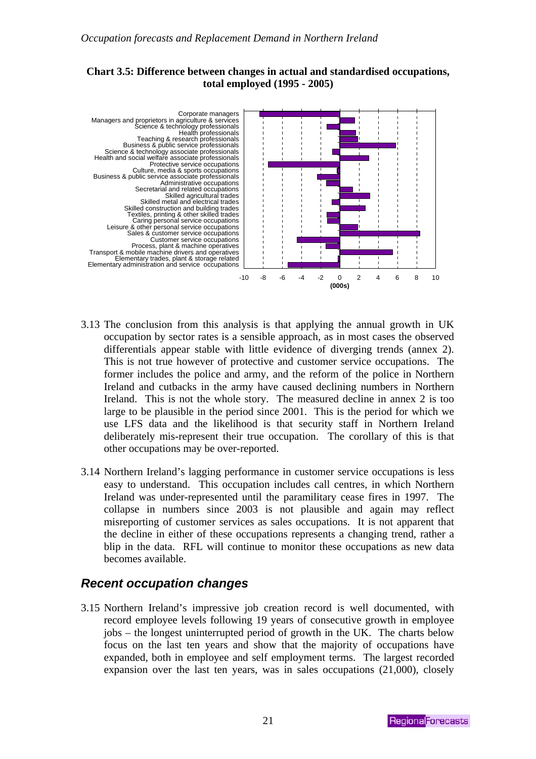**Chart 3.5: Difference between changes in actual and standardised occupations, total employed (1995 - 2005)**

3.13 The conclusion from this analysis is that applying the annual growth in UK occupation by sector rates is a sensible approach, as in most cases the observed differentials appear stable with little evidence of diverging trends (annex 2). This is not true however of protective and customer service occupations. The former includes the police and army, and the reform of the police in Northern Ireland and cutbacks in the army have caused declining numbers in Northern Ireland. This is not the whole story. The measured decline in annex 2 is too large to be plausible in the period since 2001. This is the period for which we use LFS data and the likelihood is that security staff in Northern Ireland deliberately mis-represent their true occupation. The corollary of this is that other occupations may be over-reported.

3.14 Northern Ireland's lagging performance in customer service occupations is less easy to understand. This occupation includes call centres, in which Northern Ireland was under-represented until the paramilitary cease fires in 1997. The collapse in numbers since 2003 is not plausible and again may reflect misreporting of customer services as sales occupations. It is not apparent that the decline in either of these occupations represents a changing trend, rather a blip in the data. RFL will continue to monitor these occupations as new data becomes available.

## *Recent occupation changes*

3.15 Northern Ireland's impressive job creation record is well documented, with record employee levels following 19 years of consecutive growth in employee jobs – the longest uninterrupted period of growth in the UK. The charts below focus on the last ten years and show that the majority of occupations have expanded, both in employee and self employment terms. The largest recorded expansion over the last ten years, was in sales occupations (21,000), closely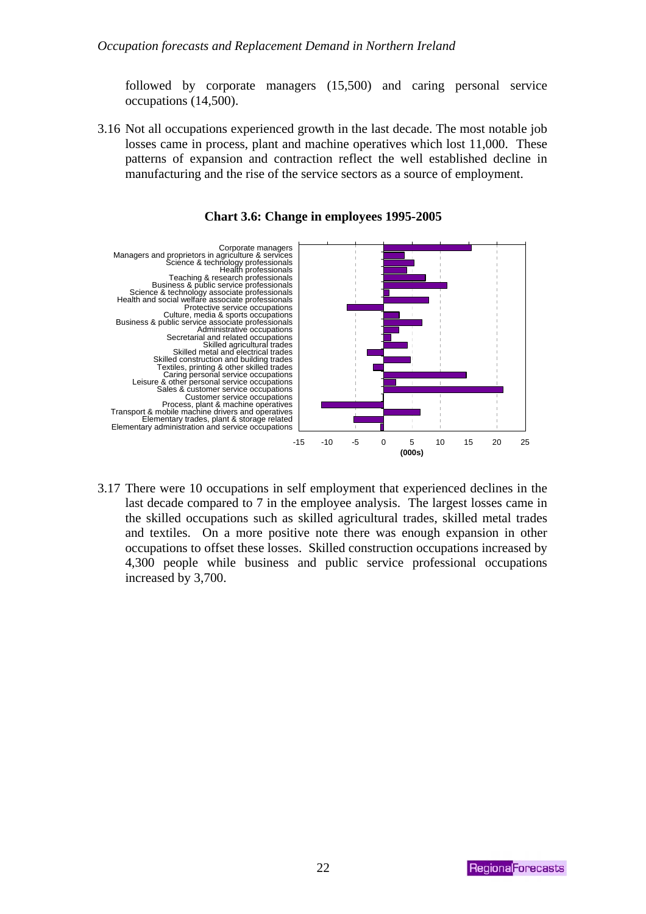followed by corporate managers (15,500) and caring personal service occupations (14,500).

3.16 Not all occupations experienced growth in the last decade. The most notable job losses came in process, plant and machine operatives which lost 11,000. These patterns of expansion and contraction reflect the well established decline in manufacturing and the rise of the service sectors as a source of employment.

**Chart 3.6: Change in employees 1995-2005**

Corporate managers
Managers and proprietors in agriculture & services
Science & technology professionals
Health professionals
Teaching & research professionals
Business & public service professionals
Science & technology associate professionals
Health and social welfare associate professionals
Protective service occupations
Culture, media & sports occupations
Business & public service associate professionals
Administrative occupations
Secretarial and related occupations
Skilled agricultural trades
Skilled metal and electrical trades
Skilled construction and building trades
Textiles, printing & other skilled trades
Caring personal service occupations
Leisure & other personal service occupations
Sales & customer service occupations
Customer service occupations
Process, plant & machine operatives
Transport & mobile machine drivers and operatives
Elementary trades, plant & storage related
Elementary administration and service occupations

-15 -10 -5 0 5 10 15 20 25
(000s)

3.17 There were 10 occupations in self employment that experienced declines in the last decade compared to 7 in the employee analysis. The largest losses came in the skilled occupations such as skilled agricultural trades, skilled metal trades and textiles. On a more positive note there was enough expansion in other occupations to offset these losses. Skilled construction occupations increased by 4,300 people while business and public service professional occupations increased by 3,700.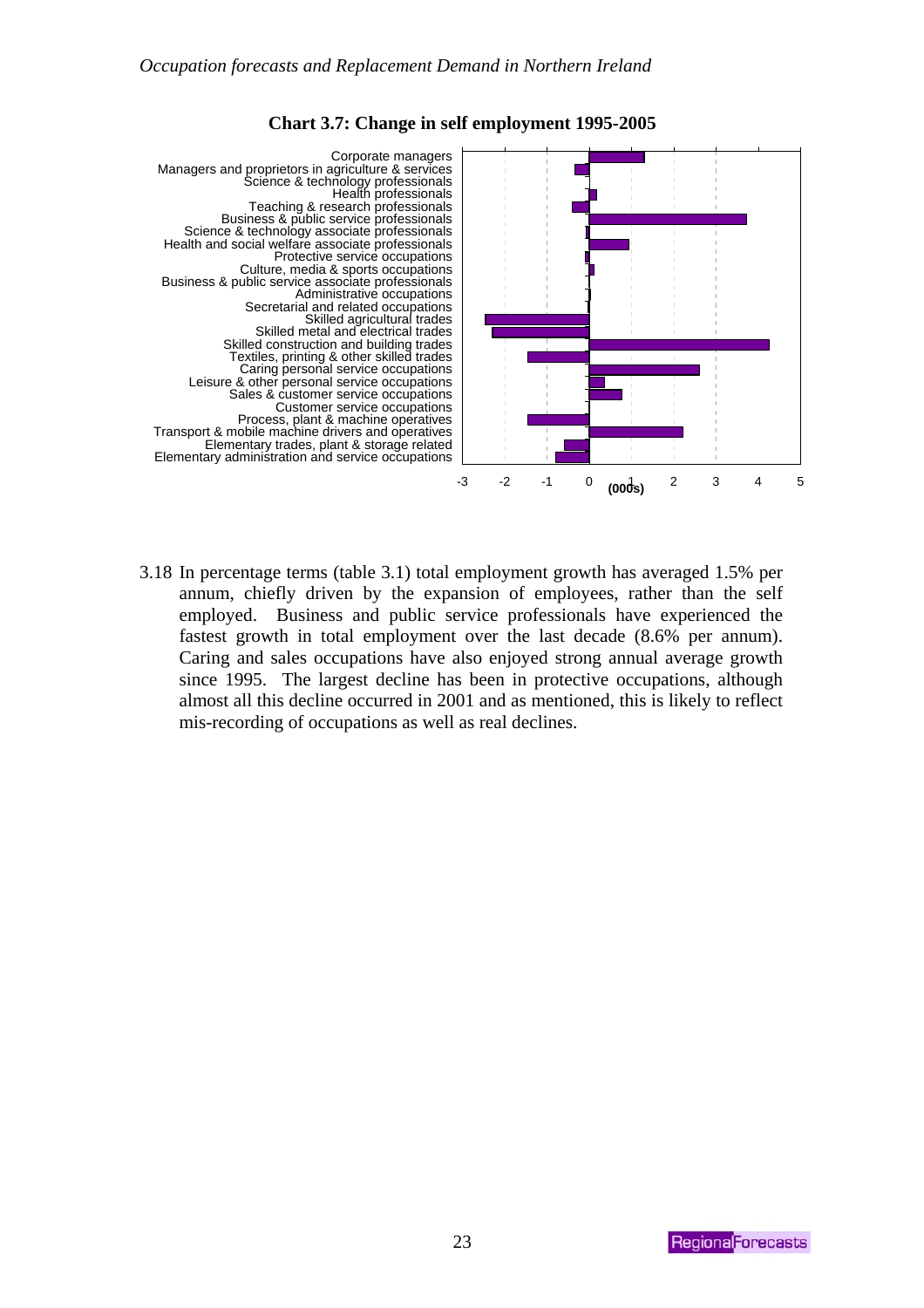**Chart 3.7: Change in self employment 1995-2005**

3.18 In percentage terms (table 3.1) total employment growth has averaged 1.5% per annum, chiefly driven by the expansion of employees, rather than the self employed. Business and public service professionals have experienced the fastest growth in total employment over the last decade (8.6% per annum). Caring and sales occupations have also enjoyed strong annual average growth since 1995. The largest decline has been in protective occupations, although almost all this decline occurred in 2001 and as mentioned, this is likely to reflect mis-recording of occupations as well as real declines.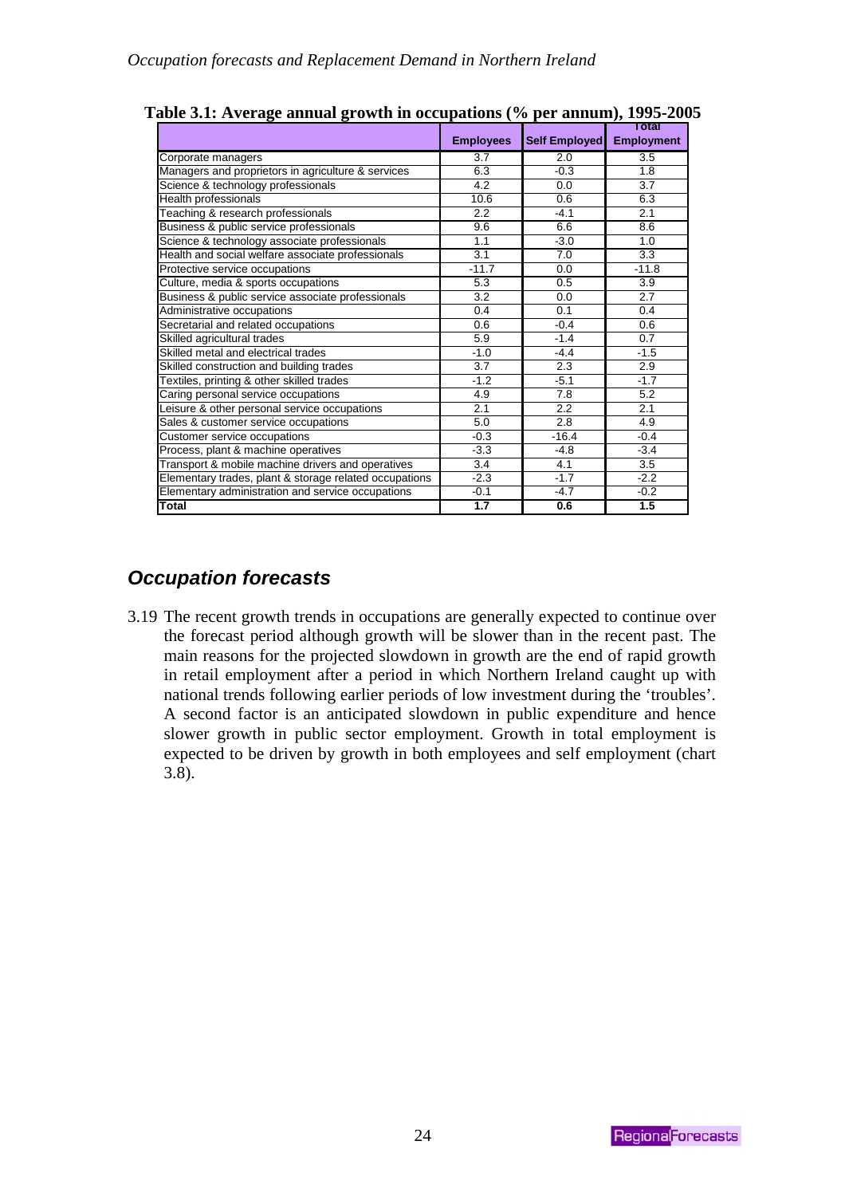**Table 3.1: Average annual growth in occupations (% per annum), 1995-2005**

| | Employees | Self Employed | Total Employment |
|---|---|---|---|
| Corporate managers | 3.7 | 2.0 | 3.5 |
| Managers and proprietors in agriculture & services | 6.3 | -0.3 | 1.8 |
| Science & technology professionals | 4.2 | 0.0 | 3.7 |
| Health professionals | 10.6 | 0.6 | 6.3 |
| Teaching & research professionals | 2.2 | -4.1 | 2.1 |
| Business & public service professionals | 9.6 | 6.6 | 8.6 |
| Science & technology associate professionals | 1.1 | -3.0 | 1.0 |
| Health and social welfare associate professionals | 3.1 | 7.0 | 3.3 |
| Protective service occupations | -11.7 | 0.0 | -11.8 |
| Culture, media & sports occupations | 5.3 | 0.5 | 3.9 |
| Business & public service associate professionals | 3.2 | 0.0 | 2.7 |
| Administrative occupations | 0.4 | 0.1 | 0.4 |
| Secretarial and related occupations | 0.6 | -0.4 | 0.6 |
| Skilled agricultural trades | 5.9 | -1.4 | 0.7 |
| Skilled metal and electrical trades | -1.0 | -4.4 | -1.5 |
| Skilled construction and building trades | 3.7 | 2.3 | 2.9 |
| Textiles, printing & other skilled trades | -1.2 | -5.1 | -1.7 |
| Caring personal service occupations | 4.9 | 7.8 | 5.2 |
| Leisure & other personal service occupations | 2.1 | 2.2 | 2.1 |
| Sales & customer service occupations | 5.0 | 2.8 | 4.9 |
| Customer service occupations | -0.3 | -16.4 | -0.4 |
| Process, plant & machine operatives | -3.3 | -4.8 | -3.4 |
| Transport & mobile machine drivers and operatives | 3.4 | 4.1 | 3.5 |
| Elementary trades, plant & storage related occupations | -2.3 | -1.7 | -2.2 |
| Elementary administration and service occupations | -0.1 | -4.7 | -0.2 |
| **Total** | **1.7** | **0.6** | **1.5** |

## *Occupation forecasts*

3.19 The recent growth trends in occupations are generally expected to continue over the forecast period although growth will be slower than in the recent past. The main reasons for the projected slowdown in growth are the end of rapid growth in retail employment after a period in which Northern Ireland caught up with national trends following earlier periods of low investment during the 'troubles'. A second factor is an anticipated slowdown in public expenditure and hence slower growth in public sector employment. Growth in total employment is expected to be driven by growth in both employees and self employment (chart 3.8).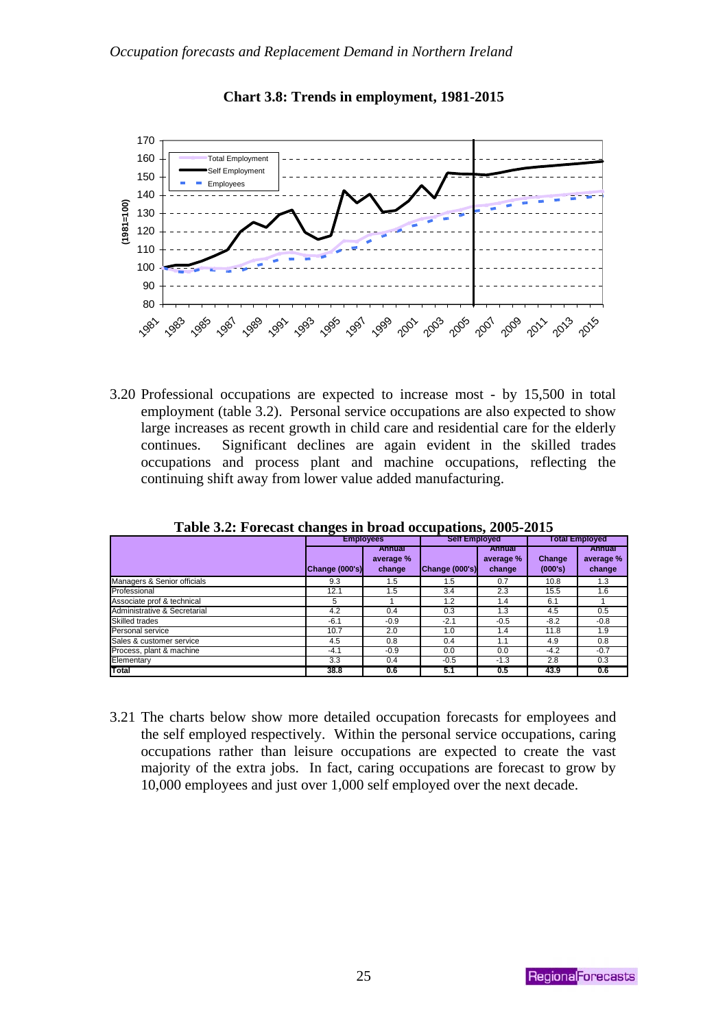**Chart 3.8: Trends in employment, 1981-2015**

3.20 Professional occupations are expected to increase most - by 15,500 in total employment (table 3.2). Personal service occupations are also expected to show large increases as recent growth in child care and residential care for the elderly continues. Significant declines are again evident in the skilled trades occupations and process plant and machine occupations, reflecting the continuing shift away from lower value added manufacturing.

**Table 3.2: Forecast changes in broad occupations, 2005-2015**

| | Employees | | Self Employed | | Total Employed | |
|---|---|---|---|---|---|---|
| | Change (000's) | Annual average % change | Change (000's) | Annual average % change | Change (000's) | Annual average % change |
| Managers & Senior officials | 9.3 | 1.5 | 1.5 | 0.7 | 10.8 | 1.3 |
| Professional | 12.1 | 1.5 | 3.4 | 2.3 | 15.5 | 1.6 |
| Associate prof & technical | 5 | 1 | 1.2 | 1.4 | 6.1 | 1 |
| Administrative & Secretarial | 4.2 | 0.4 | 0.3 | 1.3 | 4.5 | 0.5 |
| Skilled trades | -6.1 | -0.9 | -2.1 | -0.5 | -8.2 | -0.8 |
| Personal service | 10.7 | 2.0 | 1.0 | 1.4 | 11.8 | 1.9 |
| Sales & customer service | 4.5 | 0.8 | 0.4 | 1.1 | 4.9 | 0.8 |
| Process, plant & machine | -4.1 | -0.9 | 0.0 | 0.0 | -4.2 | -0.7 |
| Elementary | 3.3 | 0.4 | -0.5 | -1.3 | 2.8 | 0.3 |
| **Total** | **38.8** | **0.6** | **5.1** | **0.5** | **43.9** | **0.6** |

3.21 The charts below show more detailed occupation forecasts for employees and the self employed respectively. Within the personal service occupations, caring occupations rather than leisure occupations are expected to create the vast majority of the extra jobs. In fact, caring occupations are forecast to grow by 10,000 employees and just over 1,000 self employed over the next decade.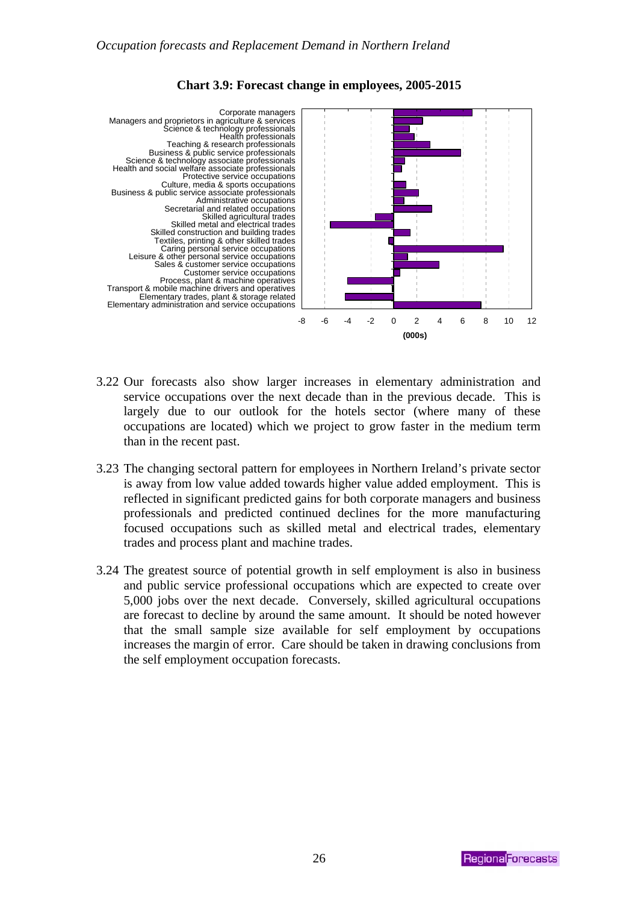**Chart 3.9: Forecast change in employees, 2005-2015**

3.22 Our forecasts also show larger increases in elementary administration and service occupations over the next decade than in the previous decade. This is largely due to our outlook for the hotels sector (where many of these occupations are located) which we project to grow faster in the medium term than in the recent past.

3.23 The changing sectoral pattern for employees in Northern Ireland's private sector is away from low value added towards higher value added employment. This is reflected in significant predicted gains for both corporate managers and business professionals and predicted continued declines for the more manufacturing focused occupations such as skilled metal and electrical trades, elementary trades and process plant and machine trades.

3.24 The greatest source of potential growth in self employment is also in business and public service professional occupations which are expected to create over 5,000 jobs over the next decade. Conversely, skilled agricultural occupations are forecast to decline by around the same amount. It should be noted however that the small sample size available for self employment by occupations increases the margin of error. Care should be taken in drawing conclusions from the self employment occupation forecasts.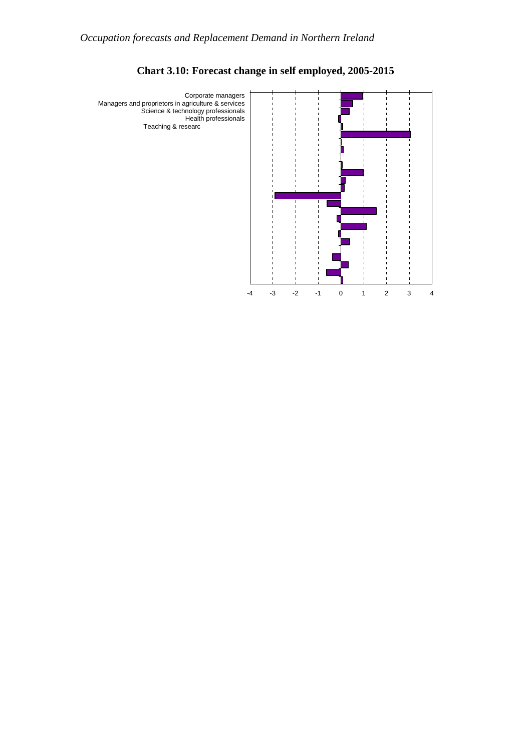## Chart 3.10: Forecast change in self employed, 2005-2015

Corporate managers
Managers and proprietors in agriculture & services
Science & technology professionals
Health professionals
Teaching & researc

-4 -3 -2 -1 0 1 2 3 4